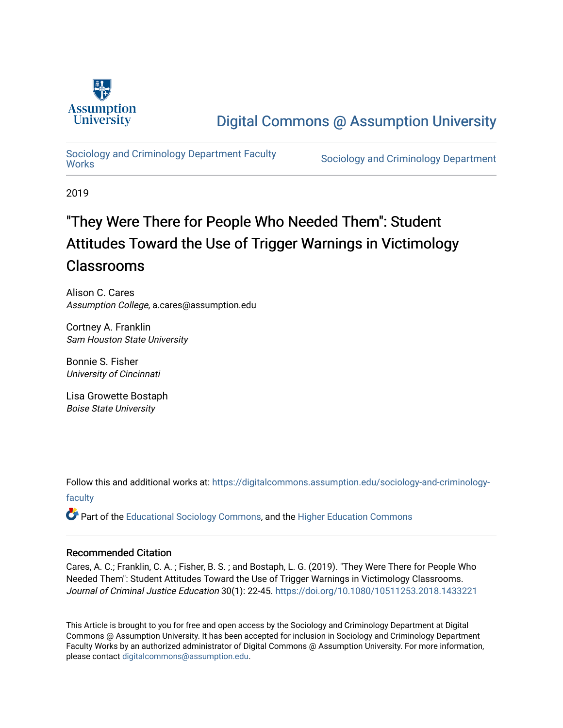Assumption University

# Digital Commons @ Assumption University

Sociology and Criminology Department Faculty Works | Sociology and Criminology Department

2019

# "They Were There for People Who Needed Them": Student Attitudes Toward the Use of Trigger Warnings in Victimology Classrooms

Alison C. Cares
*Assumption College*, a.cares@assumption.edu

Cortney A. Franklin
*Sam Houston State University*

Bonnie S. Fisher
*University of Cincinnati*

Lisa Growette Bostaph
*Boise State University*

Follow this and additional works at: https://digitalcommons.assumption.edu/sociology-and-criminology-faculty

Part of the Educational Sociology Commons, and the Higher Education Commons

## Recommended Citation

Cares, A. C.; Franklin, C. A. ; Fisher, B. S. ; and Bostaph, L. G. (2019). "They Were There for People Who Needed Them": Student Attitudes Toward the Use of Trigger Warnings in Victimology Classrooms. *Journal of Criminal Justice Education* 30(1): 22-45. https://doi.org/10.1080/10511253.2018.1433221

This Article is brought to you for free and open access by the Sociology and Criminology Department at Digital Commons @ Assumption University. It has been accepted for inclusion in Sociology and Criminology Department Faculty Works by an authorized administrator of Digital Commons @ Assumption University. For more information, please contact digitalcommons@assumption.edu.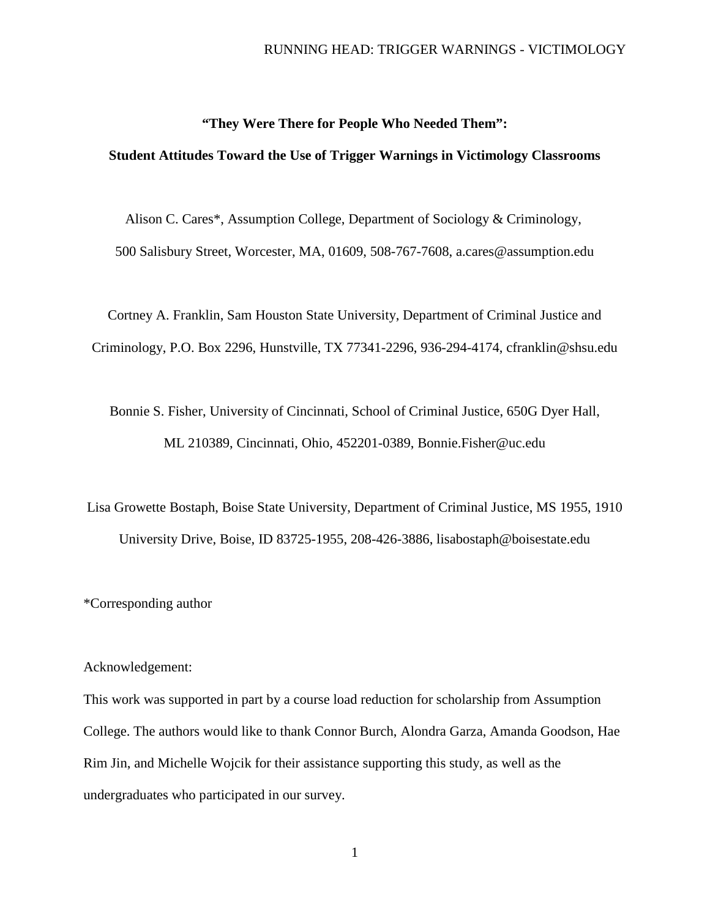**“They Were There for People Who Needed Them”:**

**Student Attitudes Toward the Use of Trigger Warnings in Victimology Classrooms**

Alison C. Cares*, Assumption College, Department of Sociology & Criminology, 500 Salisbury Street, Worcester, MA, 01609, 508-767-7608, a.cares@assumption.edu

Cortney A. Franklin, Sam Houston State University, Department of Criminal Justice and Criminology, P.O. Box 2296, Hunstville, TX 77341-2296, 936-294-4174, cfranklin@shsu.edu

Bonnie S. Fisher, University of Cincinnati, School of Criminal Justice, 650G Dyer Hall, ML 210389, Cincinnati, Ohio, 452201-0389, Bonnie.Fisher@uc.edu

Lisa Growette Bostaph, Boise State University, Department of Criminal Justice, MS 1955, 1910 University Drive, Boise, ID 83725-1955, 208-426-3886, lisabostaph@boisestate.edu

*Corresponding author

Acknowledgement:

This work was supported in part by a course load reduction for scholarship from Assumption College. The authors would like to thank Connor Burch, Alondra Garza, Amanda Goodson, Hae Rim Jin, and Michelle Wojcik for their assistance supporting this study, as well as the undergraduates who participated in our survey.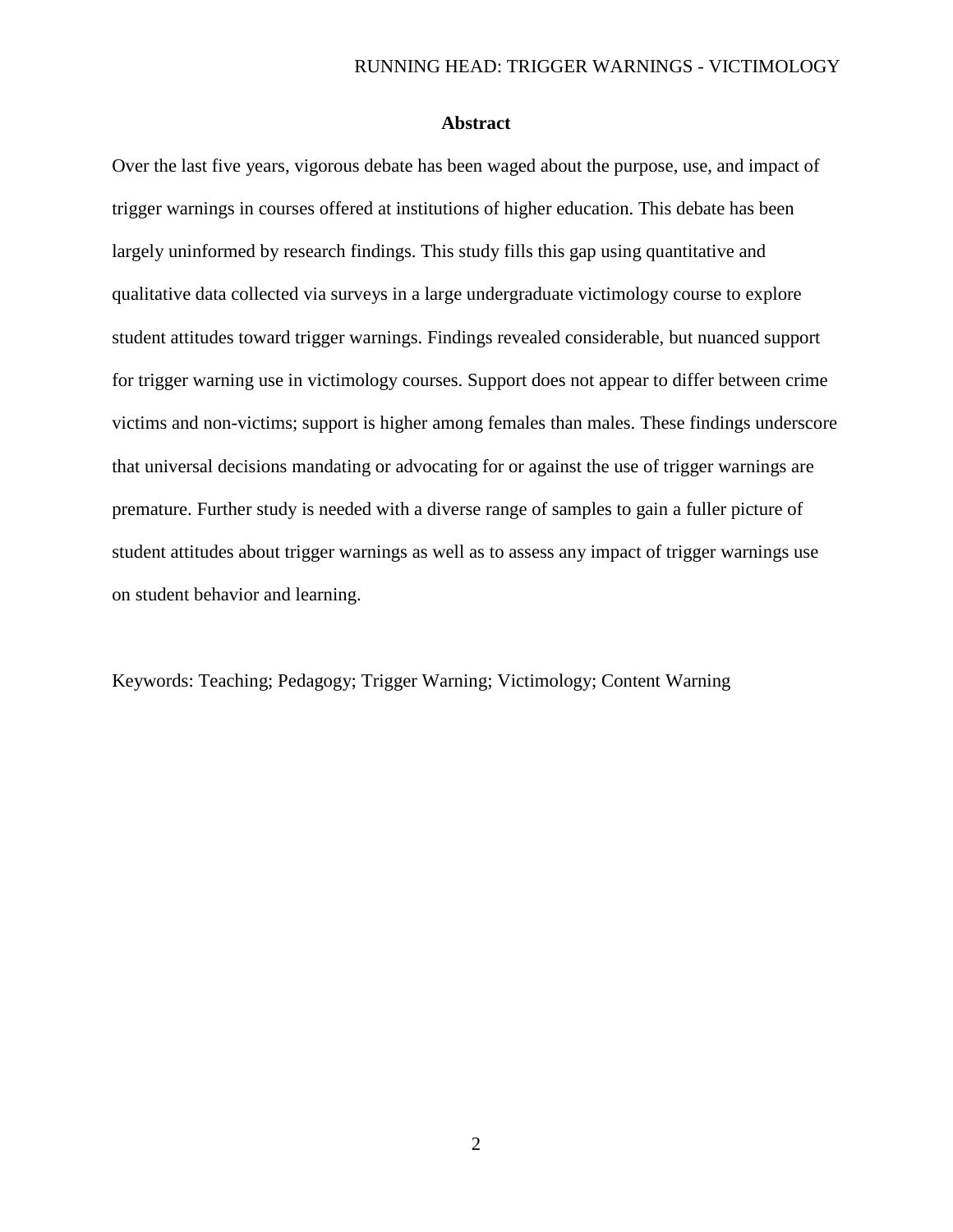## Abstract

Over the last five years, vigorous debate has been waged about the purpose, use, and impact of trigger warnings in courses offered at institutions of higher education. This debate has been largely uninformed by research findings. This study fills this gap using quantitative and qualitative data collected via surveys in a large undergraduate victimology course to explore student attitudes toward trigger warnings. Findings revealed considerable, but nuanced support for trigger warning use in victimology courses. Support does not appear to differ between crime victims and non-victims; support is higher among females than males. These findings underscore that universal decisions mandating or advocating for or against the use of trigger warnings are premature. Further study is needed with a diverse range of samples to gain a fuller picture of student attitudes about trigger warnings as well as to assess any impact of trigger warnings use on student behavior and learning.

Keywords: Teaching; Pedagogy; Trigger Warning; Victimology; Content Warning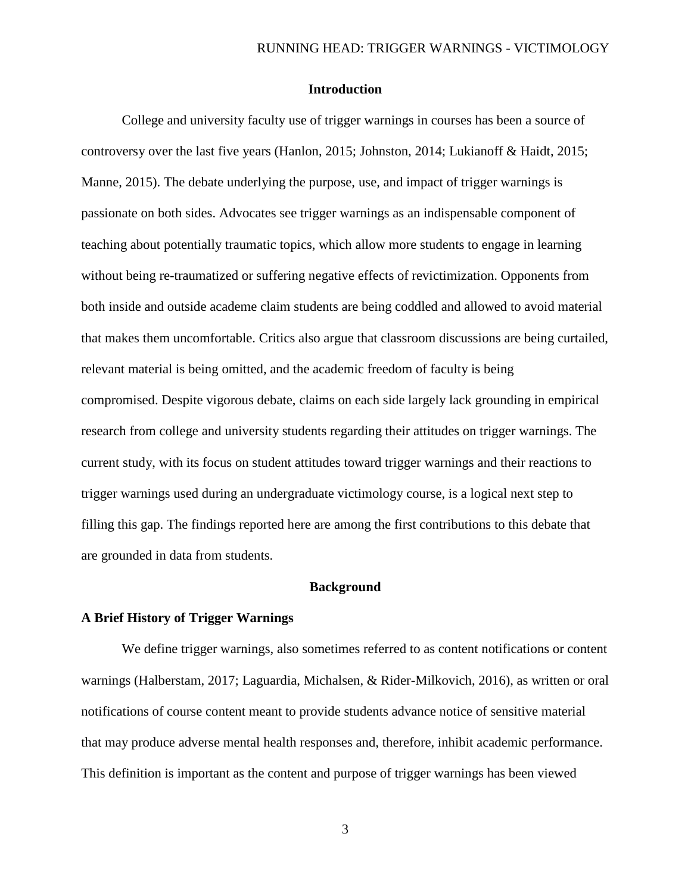## Introduction

College and university faculty use of trigger warnings in courses has been a source of controversy over the last five years (Hanlon, 2015; Johnston, 2014; Lukianoff & Haidt, 2015; Manne, 2015). The debate underlying the purpose, use, and impact of trigger warnings is passionate on both sides. Advocates see trigger warnings as an indispensable component of teaching about potentially traumatic topics, which allow more students to engage in learning without being re-traumatized or suffering negative effects of revictimization. Opponents from both inside and outside academe claim students are being coddled and allowed to avoid material that makes them uncomfortable. Critics also argue that classroom discussions are being curtailed, relevant material is being omitted, and the academic freedom of faculty is being compromised. Despite vigorous debate, claims on each side largely lack grounding in empirical research from college and university students regarding their attitudes on trigger warnings. The current study, with its focus on student attitudes toward trigger warnings and their reactions to trigger warnings used during an undergraduate victimology course, is a logical next step to filling this gap. The findings reported here are among the first contributions to this debate that are grounded in data from students.

## Background

### A Brief History of Trigger Warnings

We define trigger warnings, also sometimes referred to as content notifications or content warnings (Halberstam, 2017; Laguardia, Michalsen, & Rider-Milkovich, 2016), as written or oral notifications of course content meant to provide students advance notice of sensitive material that may produce adverse mental health responses and, therefore, inhibit academic performance. This definition is important as the content and purpose of trigger warnings has been viewed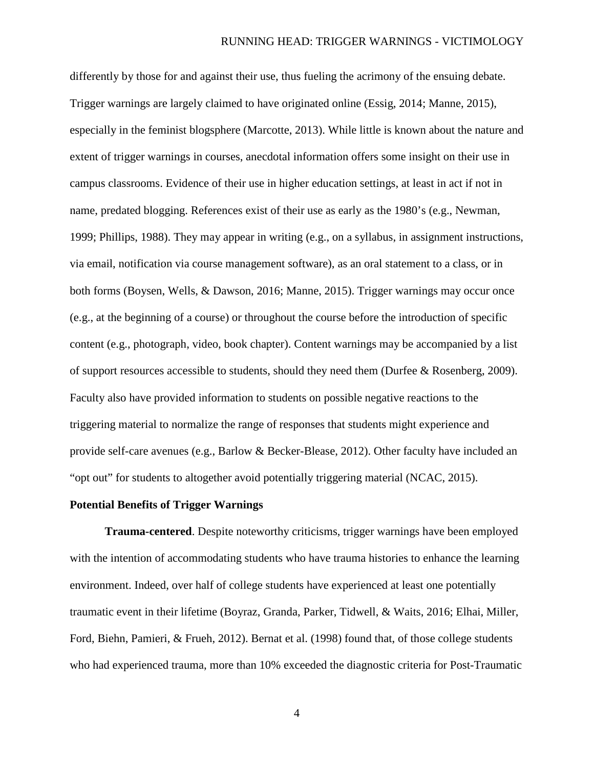differently by those for and against their use, thus fueling the acrimony of the ensuing debate. Trigger warnings are largely claimed to have originated online (Essig, 2014; Manne, 2015), especially in the feminist blogsphere (Marcotte, 2013). While little is known about the nature and extent of trigger warnings in courses, anecdotal information offers some insight on their use in campus classrooms. Evidence of their use in higher education settings, at least in act if not in name, predated blogging. References exist of their use as early as the 1980's (e.g., Newman, 1999; Phillips, 1988). They may appear in writing (e.g., on a syllabus, in assignment instructions, via email, notification via course management software), as an oral statement to a class, or in both forms (Boysen, Wells, & Dawson, 2016; Manne, 2015). Trigger warnings may occur once (e.g., at the beginning of a course) or throughout the course before the introduction of specific content (e.g., photograph, video, book chapter). Content warnings may be accompanied by a list of support resources accessible to students, should they need them (Durfee & Rosenberg, 2009). Faculty also have provided information to students on possible negative reactions to the triggering material to normalize the range of responses that students might experience and provide self-care avenues (e.g., Barlow & Becker-Blease, 2012). Other faculty have included an "opt out" for students to altogether avoid potentially triggering material (NCAC, 2015).

## Potential Benefits of Trigger Warnings

**Trauma-centered**. Despite noteworthy criticisms, trigger warnings have been employed with the intention of accommodating students who have trauma histories to enhance the learning environment. Indeed, over half of college students have experienced at least one potentially traumatic event in their lifetime (Boyraz, Granda, Parker, Tidwell, & Waits, 2016; Elhai, Miller, Ford, Biehn, Pamieri, & Frueh, 2012). Bernat et al. (1998) found that, of those college students who had experienced trauma, more than 10% exceeded the diagnostic criteria for Post-Traumatic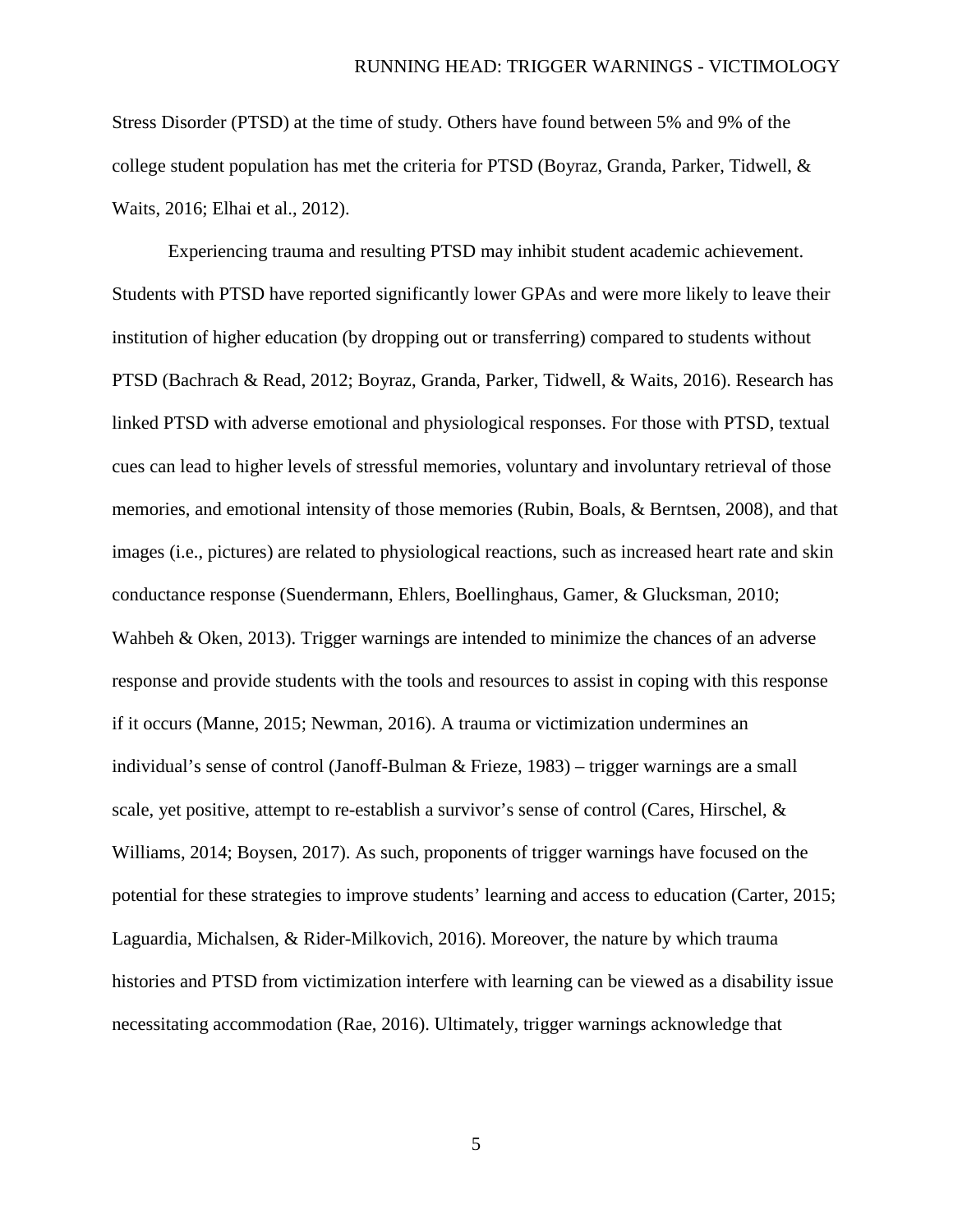Stress Disorder (PTSD) at the time of study. Others have found between 5% and 9% of the college student population has met the criteria for PTSD (Boyraz, Granda, Parker, Tidwell, & Waits, 2016; Elhai et al., 2012).

Experiencing trauma and resulting PTSD may inhibit student academic achievement. Students with PTSD have reported significantly lower GPAs and were more likely to leave their institution of higher education (by dropping out or transferring) compared to students without PTSD (Bachrach & Read, 2012; Boyraz, Granda, Parker, Tidwell, & Waits, 2016). Research has linked PTSD with adverse emotional and physiological responses. For those with PTSD, textual cues can lead to higher levels of stressful memories, voluntary and involuntary retrieval of those memories, and emotional intensity of those memories (Rubin, Boals, & Berntsen, 2008), and that images (i.e., pictures) are related to physiological reactions, such as increased heart rate and skin conductance response (Suendermann, Ehlers, Boellinghaus, Gamer, & Glucksman, 2010; Wahbeh & Oken, 2013). Trigger warnings are intended to minimize the chances of an adverse response and provide students with the tools and resources to assist in coping with this response if it occurs (Manne, 2015; Newman, 2016). A trauma or victimization undermines an individual's sense of control (Janoff-Bulman & Frieze, 1983) – trigger warnings are a small scale, yet positive, attempt to re-establish a survivor's sense of control (Cares, Hirschel, & Williams, 2014; Boysen, 2017). As such, proponents of trigger warnings have focused on the potential for these strategies to improve students' learning and access to education (Carter, 2015; Laguardia, Michalsen, & Rider-Milkovich, 2016). Moreover, the nature by which trauma histories and PTSD from victimization interfere with learning can be viewed as a disability issue necessitating accommodation (Rae, 2016). Ultimately, trigger warnings acknowledge that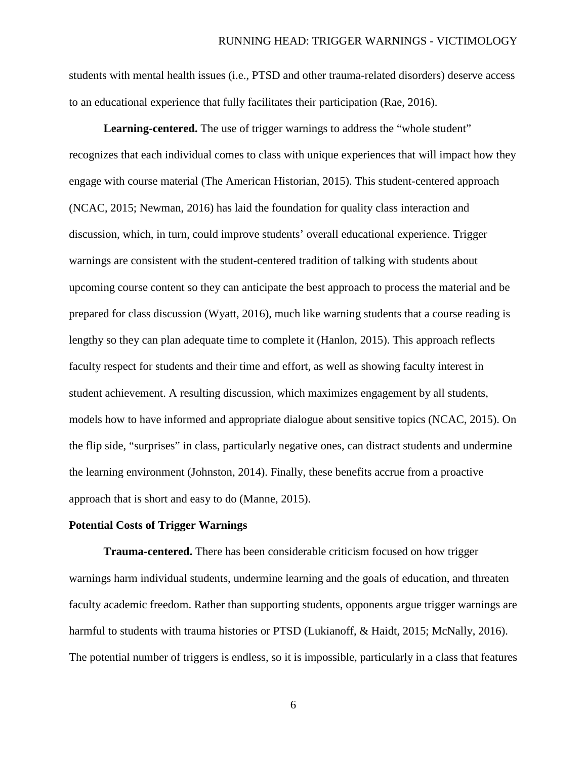students with mental health issues (i.e., PTSD and other trauma-related disorders) deserve access to an educational experience that fully facilitates their participation (Rae, 2016).

**Learning-centered.** The use of trigger warnings to address the "whole student" recognizes that each individual comes to class with unique experiences that will impact how they engage with course material (The American Historian, 2015). This student-centered approach (NCAC, 2015; Newman, 2016) has laid the foundation for quality class interaction and discussion, which, in turn, could improve students' overall educational experience. Trigger warnings are consistent with the student-centered tradition of talking with students about upcoming course content so they can anticipate the best approach to process the material and be prepared for class discussion (Wyatt, 2016), much like warning students that a course reading is lengthy so they can plan adequate time to complete it (Hanlon, 2015). This approach reflects faculty respect for students and their time and effort, as well as showing faculty interest in student achievement. A resulting discussion, which maximizes engagement by all students, models how to have informed and appropriate dialogue about sensitive topics (NCAC, 2015). On the flip side, "surprises" in class, particularly negative ones, can distract students and undermine the learning environment (Johnston, 2014). Finally, these benefits accrue from a proactive approach that is short and easy to do (Manne, 2015).

### Potential Costs of Trigger Warnings

**Trauma-centered.** There has been considerable criticism focused on how trigger warnings harm individual students, undermine learning and the goals of education, and threaten faculty academic freedom. Rather than supporting students, opponents argue trigger warnings are harmful to students with trauma histories or PTSD (Lukianoff, & Haidt, 2015; McNally, 2016). The potential number of triggers is endless, so it is impossible, particularly in a class that features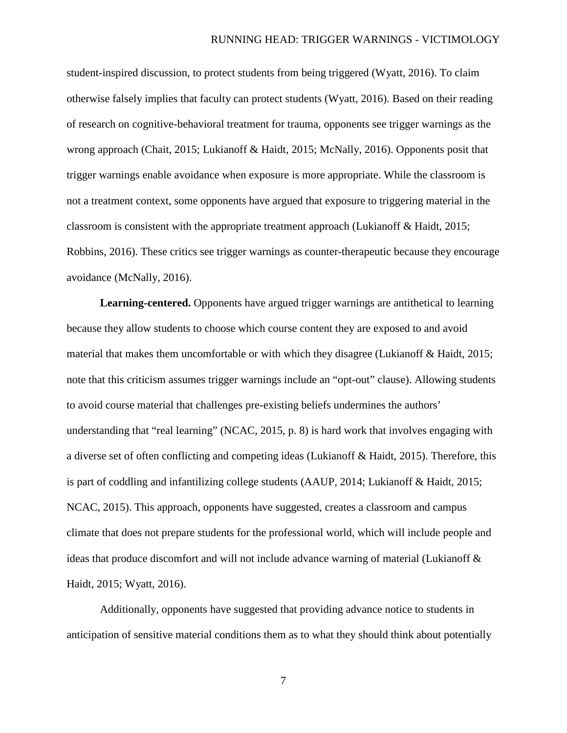student-inspired discussion, to protect students from being triggered (Wyatt, 2016). To claim otherwise falsely implies that faculty can protect students (Wyatt, 2016). Based on their reading of research on cognitive-behavioral treatment for trauma, opponents see trigger warnings as the wrong approach (Chait, 2015; Lukianoff & Haidt, 2015; McNally, 2016). Opponents posit that trigger warnings enable avoidance when exposure is more appropriate. While the classroom is not a treatment context, some opponents have argued that exposure to triggering material in the classroom is consistent with the appropriate treatment approach (Lukianoff & Haidt, 2015; Robbins, 2016). These critics see trigger warnings as counter-therapeutic because they encourage avoidance (McNally, 2016).

**Learning-centered.** Opponents have argued trigger warnings are antithetical to learning because they allow students to choose which course content they are exposed to and avoid material that makes them uncomfortable or with which they disagree (Lukianoff & Haidt, 2015; note that this criticism assumes trigger warnings include an "opt-out" clause). Allowing students to avoid course material that challenges pre-existing beliefs undermines the authors' understanding that "real learning" (NCAC, 2015, p. 8) is hard work that involves engaging with a diverse set of often conflicting and competing ideas (Lukianoff & Haidt, 2015). Therefore, this is part of coddling and infantilizing college students (AAUP, 2014; Lukianoff & Haidt, 2015; NCAC, 2015). This approach, opponents have suggested, creates a classroom and campus climate that does not prepare students for the professional world, which will include people and ideas that produce discomfort and will not include advance warning of material (Lukianoff & Haidt, 2015; Wyatt, 2016).

Additionally, opponents have suggested that providing advance notice to students in anticipation of sensitive material conditions them as to what they should think about potentially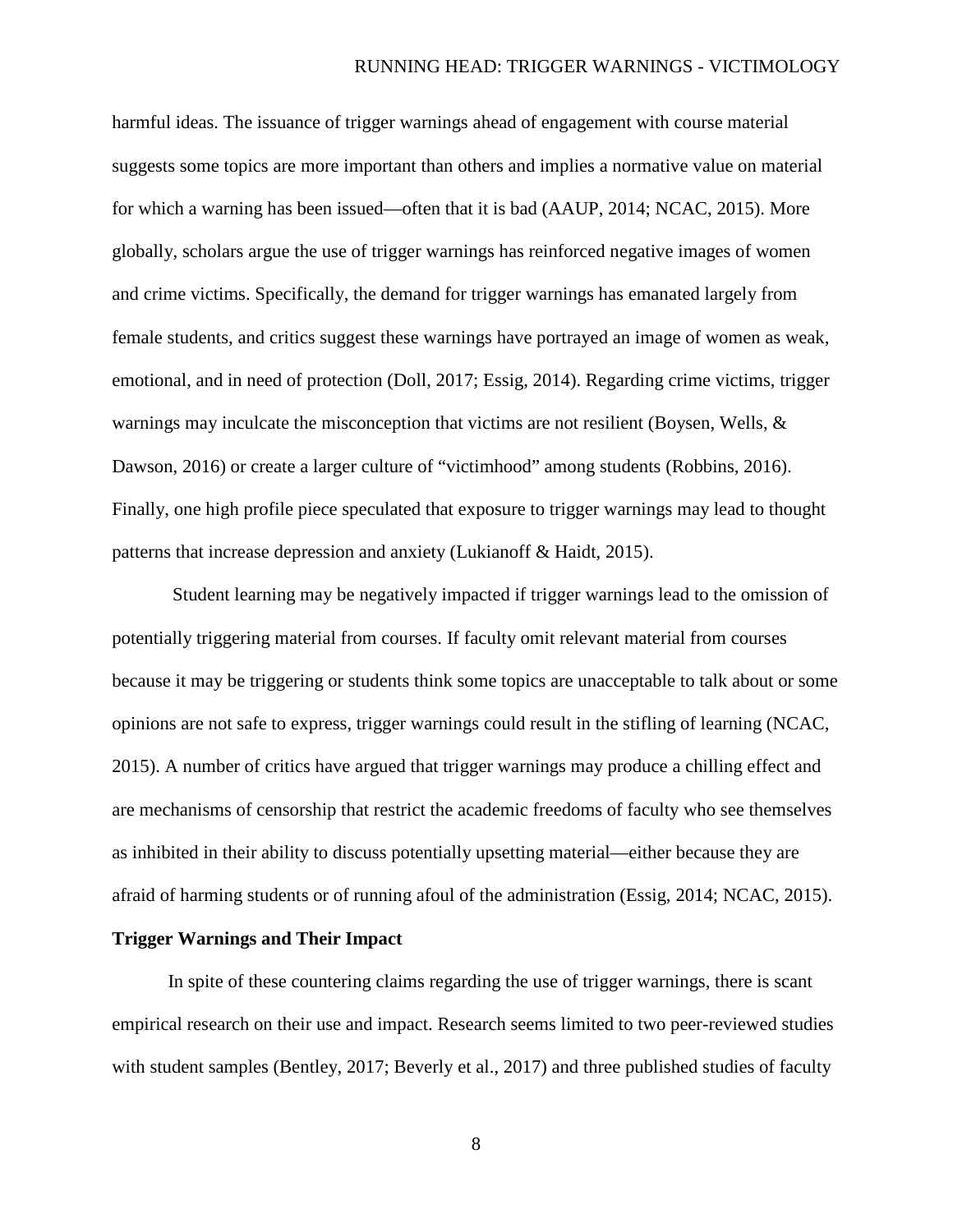harmful ideas. The issuance of trigger warnings ahead of engagement with course material suggests some topics are more important than others and implies a normative value on material for which a warning has been issued—often that it is bad (AAUP, 2014; NCAC, 2015). More globally, scholars argue the use of trigger warnings has reinforced negative images of women and crime victims. Specifically, the demand for trigger warnings has emanated largely from female students, and critics suggest these warnings have portrayed an image of women as weak, emotional, and in need of protection (Doll, 2017; Essig, 2014). Regarding crime victims, trigger warnings may inculcate the misconception that victims are not resilient (Boysen, Wells, & Dawson, 2016) or create a larger culture of "victimhood" among students (Robbins, 2016). Finally, one high profile piece speculated that exposure to trigger warnings may lead to thought patterns that increase depression and anxiety (Lukianoff & Haidt, 2015).

Student learning may be negatively impacted if trigger warnings lead to the omission of potentially triggering material from courses. If faculty omit relevant material from courses because it may be triggering or students think some topics are unacceptable to talk about or some opinions are not safe to express, trigger warnings could result in the stifling of learning (NCAC, 2015). A number of critics have argued that trigger warnings may produce a chilling effect and are mechanisms of censorship that restrict the academic freedoms of faculty who see themselves as inhibited in their ability to discuss potentially upsetting material—either because they are afraid of harming students or of running afoul of the administration (Essig, 2014; NCAC, 2015).

**Trigger Warnings and Their Impact**

In spite of these countering claims regarding the use of trigger warnings, there is scant empirical research on their use and impact. Research seems limited to two peer-reviewed studies with student samples (Bentley, 2017; Beverly et al., 2017) and three published studies of faculty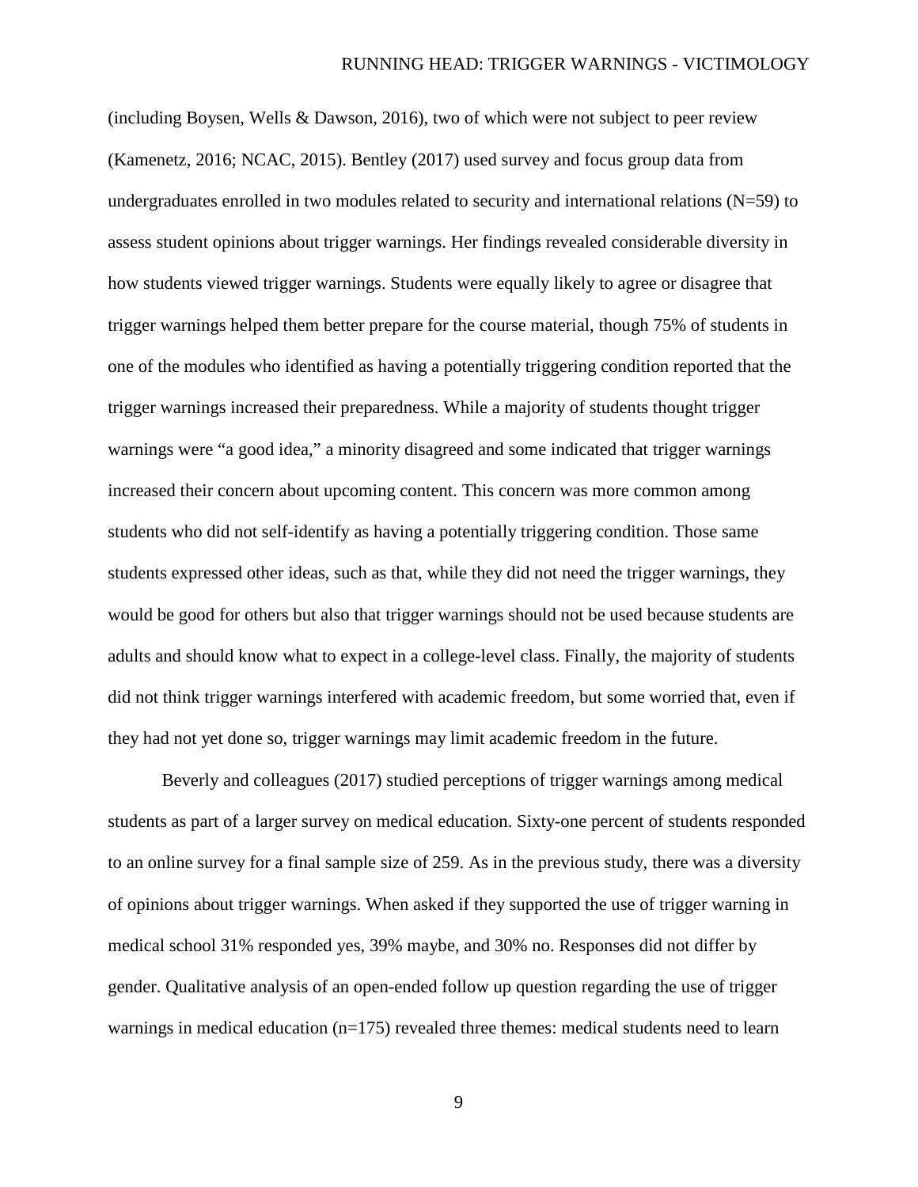(including Boysen, Wells & Dawson, 2016), two of which were not subject to peer review (Kamenetz, 2016; NCAC, 2015). Bentley (2017) used survey and focus group data from undergraduates enrolled in two modules related to security and international relations (N=59) to assess student opinions about trigger warnings. Her findings revealed considerable diversity in how students viewed trigger warnings. Students were equally likely to agree or disagree that trigger warnings helped them better prepare for the course material, though 75% of students in one of the modules who identified as having a potentially triggering condition reported that the trigger warnings increased their preparedness. While a majority of students thought trigger warnings were "a good idea," a minority disagreed and some indicated that trigger warnings increased their concern about upcoming content. This concern was more common among students who did not self-identify as having a potentially triggering condition. Those same students expressed other ideas, such as that, while they did not need the trigger warnings, they would be good for others but also that trigger warnings should not be used because students are adults and should know what to expect in a college-level class. Finally, the majority of students did not think trigger warnings interfered with academic freedom, but some worried that, even if they had not yet done so, trigger warnings may limit academic freedom in the future.

Beverly and colleagues (2017) studied perceptions of trigger warnings among medical students as part of a larger survey on medical education. Sixty-one percent of students responded to an online survey for a final sample size of 259. As in the previous study, there was a diversity of opinions about trigger warnings. When asked if they supported the use of trigger warning in medical school 31% responded yes, 39% maybe, and 30% no. Responses did not differ by gender. Qualitative analysis of an open-ended follow up question regarding the use of trigger warnings in medical education (n=175) revealed three themes: medical students need to learn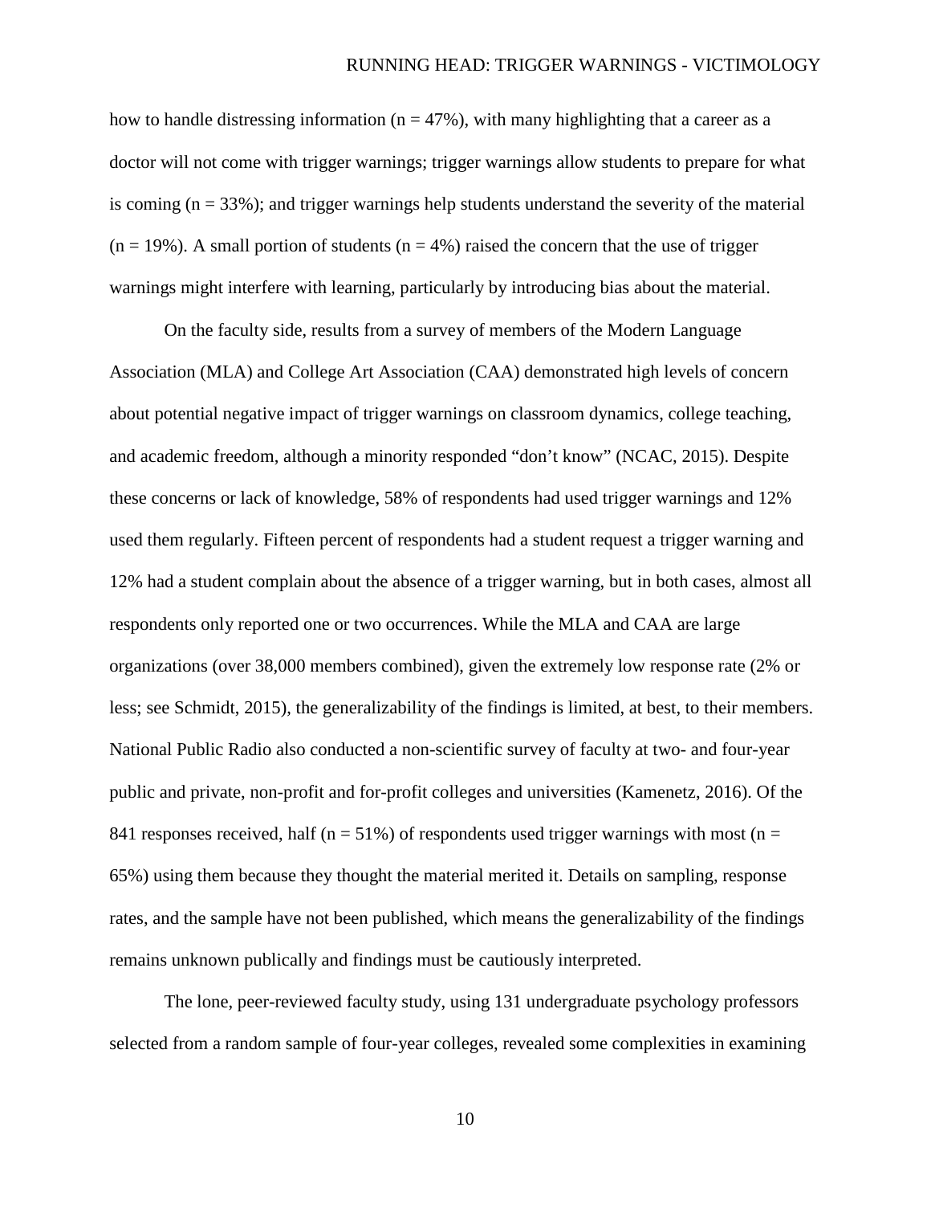how to handle distressing information (n = 47%), with many highlighting that a career as a doctor will not come with trigger warnings; trigger warnings allow students to prepare for what is coming (n = 33%); and trigger warnings help students understand the severity of the material (n = 19%). A small portion of students (n = 4%) raised the concern that the use of trigger warnings might interfere with learning, particularly by introducing bias about the material.

On the faculty side, results from a survey of members of the Modern Language Association (MLA) and College Art Association (CAA) demonstrated high levels of concern about potential negative impact of trigger warnings on classroom dynamics, college teaching, and academic freedom, although a minority responded "don't know" (NCAC, 2015). Despite these concerns or lack of knowledge, 58% of respondents had used trigger warnings and 12% used them regularly. Fifteen percent of respondents had a student request a trigger warning and 12% had a student complain about the absence of a trigger warning, but in both cases, almost all respondents only reported one or two occurrences. While the MLA and CAA are large organizations (over 38,000 members combined), given the extremely low response rate (2% or less; see Schmidt, 2015), the generalizability of the findings is limited, at best, to their members. National Public Radio also conducted a non-scientific survey of faculty at two- and four-year public and private, non-profit and for-profit colleges and universities (Kamenetz, 2016). Of the 841 responses received, half (n = 51%) of respondents used trigger warnings with most (n = 65%) using them because they thought the material merited it. Details on sampling, response rates, and the sample have not been published, which means the generalizability of the findings remains unknown publically and findings must be cautiously interpreted.

The lone, peer-reviewed faculty study, using 131 undergraduate psychology professors selected from a random sample of four-year colleges, revealed some complexities in examining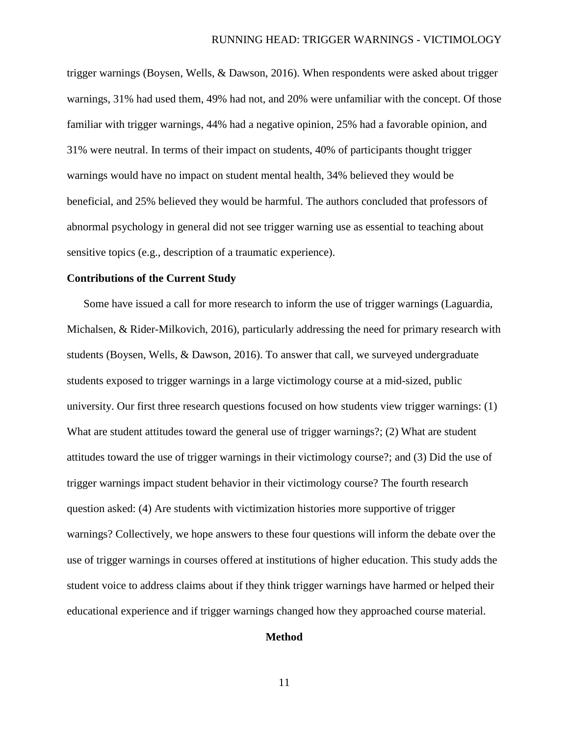trigger warnings (Boysen, Wells, & Dawson, 2016). When respondents were asked about trigger warnings, 31% had used them, 49% had not, and 20% were unfamiliar with the concept. Of those familiar with trigger warnings, 44% had a negative opinion, 25% had a favorable opinion, and 31% were neutral. In terms of their impact on students, 40% of participants thought trigger warnings would have no impact on student mental health, 34% believed they would be beneficial, and 25% believed they would be harmful. The authors concluded that professors of abnormal psychology in general did not see trigger warning use as essential to teaching about sensitive topics (e.g., description of a traumatic experience).

### Contributions of the Current Study

Some have issued a call for more research to inform the use of trigger warnings (Laguardia, Michalsen, & Rider-Milkovich, 2016), particularly addressing the need for primary research with students (Boysen, Wells, & Dawson, 2016). To answer that call, we surveyed undergraduate students exposed to trigger warnings in a large victimology course at a mid-sized, public university. Our first three research questions focused on how students view trigger warnings: (1) What are student attitudes toward the general use of trigger warnings?; (2) What are student attitudes toward the use of trigger warnings in their victimology course?; and (3) Did the use of trigger warnings impact student behavior in their victimology course? The fourth research question asked: (4) Are students with victimization histories more supportive of trigger warnings? Collectively, we hope answers to these four questions will inform the debate over the use of trigger warnings in courses offered at institutions of higher education. This study adds the student voice to address claims about if they think trigger warnings have harmed or helped their educational experience and if trigger warnings changed how they approached course material.

## Method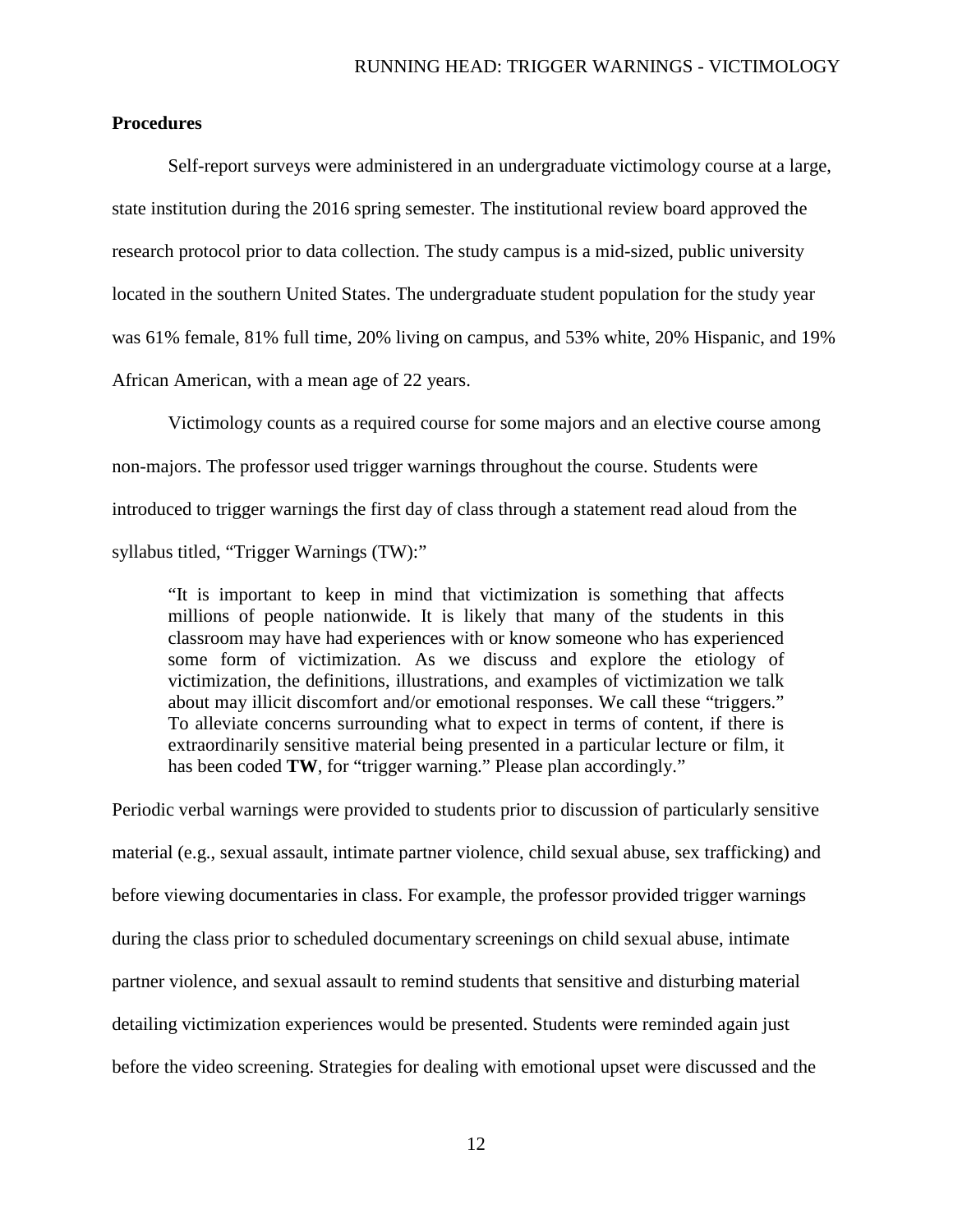**Procedures**

Self-report surveys were administered in an undergraduate victimology course at a large, state institution during the 2016 spring semester. The institutional review board approved the research protocol prior to data collection. The study campus is a mid-sized, public university located in the southern United States. The undergraduate student population for the study year was 61% female, 81% full time, 20% living on campus, and 53% white, 20% Hispanic, and 19% African American, with a mean age of 22 years.

Victimology counts as a required course for some majors and an elective course among non-majors. The professor used trigger warnings throughout the course. Students were introduced to trigger warnings the first day of class through a statement read aloud from the syllabus titled, "Trigger Warnings (TW):"

> "It is important to keep in mind that victimization is something that affects millions of people nationwide. It is likely that many of the students in this classroom may have had experiences with or know someone who has experienced some form of victimization. As we discuss and explore the etiology of victimization, the definitions, illustrations, and examples of victimization we talk about may illicit discomfort and/or emotional responses. We call these "triggers." To alleviate concerns surrounding what to expect in terms of content, if there is extraordinarily sensitive material being presented in a particular lecture or film, it has been coded **TW**, for "trigger warning." Please plan accordingly."

Periodic verbal warnings were provided to students prior to discussion of particularly sensitive material (e.g., sexual assault, intimate partner violence, child sexual abuse, sex trafficking) and before viewing documentaries in class. For example, the professor provided trigger warnings during the class prior to scheduled documentary screenings on child sexual abuse, intimate partner violence, and sexual assault to remind students that sensitive and disturbing material detailing victimization experiences would be presented. Students were reminded again just before the video screening. Strategies for dealing with emotional upset were discussed and the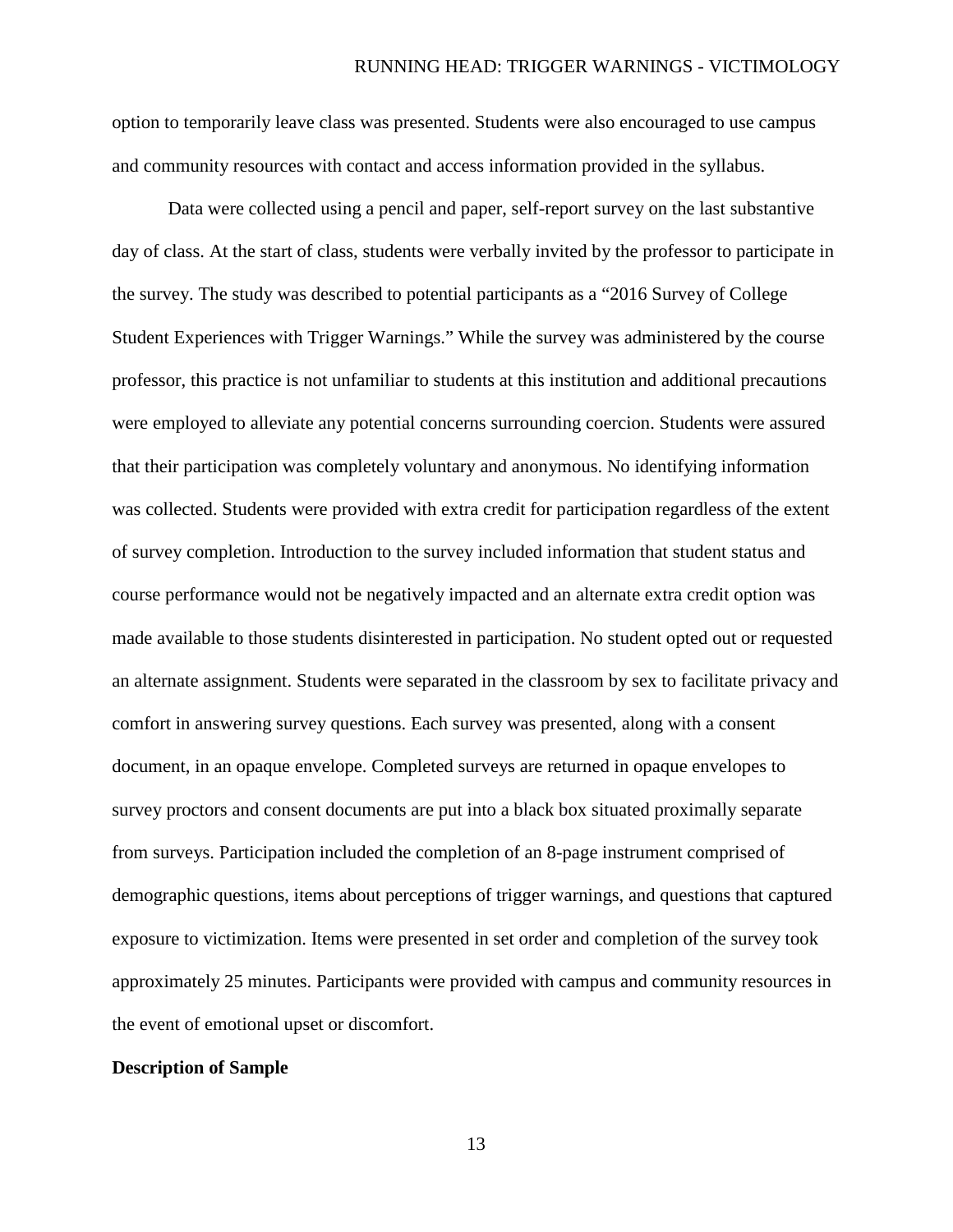option to temporarily leave class was presented. Students were also encouraged to use campus and community resources with contact and access information provided in the syllabus.

Data were collected using a pencil and paper, self-report survey on the last substantive day of class. At the start of class, students were verbally invited by the professor to participate in the survey. The study was described to potential participants as a "2016 Survey of College Student Experiences with Trigger Warnings." While the survey was administered by the course professor, this practice is not unfamiliar to students at this institution and additional precautions were employed to alleviate any potential concerns surrounding coercion. Students were assured that their participation was completely voluntary and anonymous. No identifying information was collected. Students were provided with extra credit for participation regardless of the extent of survey completion. Introduction to the survey included information that student status and course performance would not be negatively impacted and an alternate extra credit option was made available to those students disinterested in participation. No student opted out or requested an alternate assignment. Students were separated in the classroom by sex to facilitate privacy and comfort in answering survey questions. Each survey was presented, along with a consent document, in an opaque envelope. Completed surveys are returned in opaque envelopes to survey proctors and consent documents are put into a black box situated proximally separate from surveys. Participation included the completion of an 8-page instrument comprised of demographic questions, items about perceptions of trigger warnings, and questions that captured exposure to victimization. Items were presented in set order and completion of the survey took approximately 25 minutes. Participants were provided with campus and community resources in the event of emotional upset or discomfort.

**Description of Sample**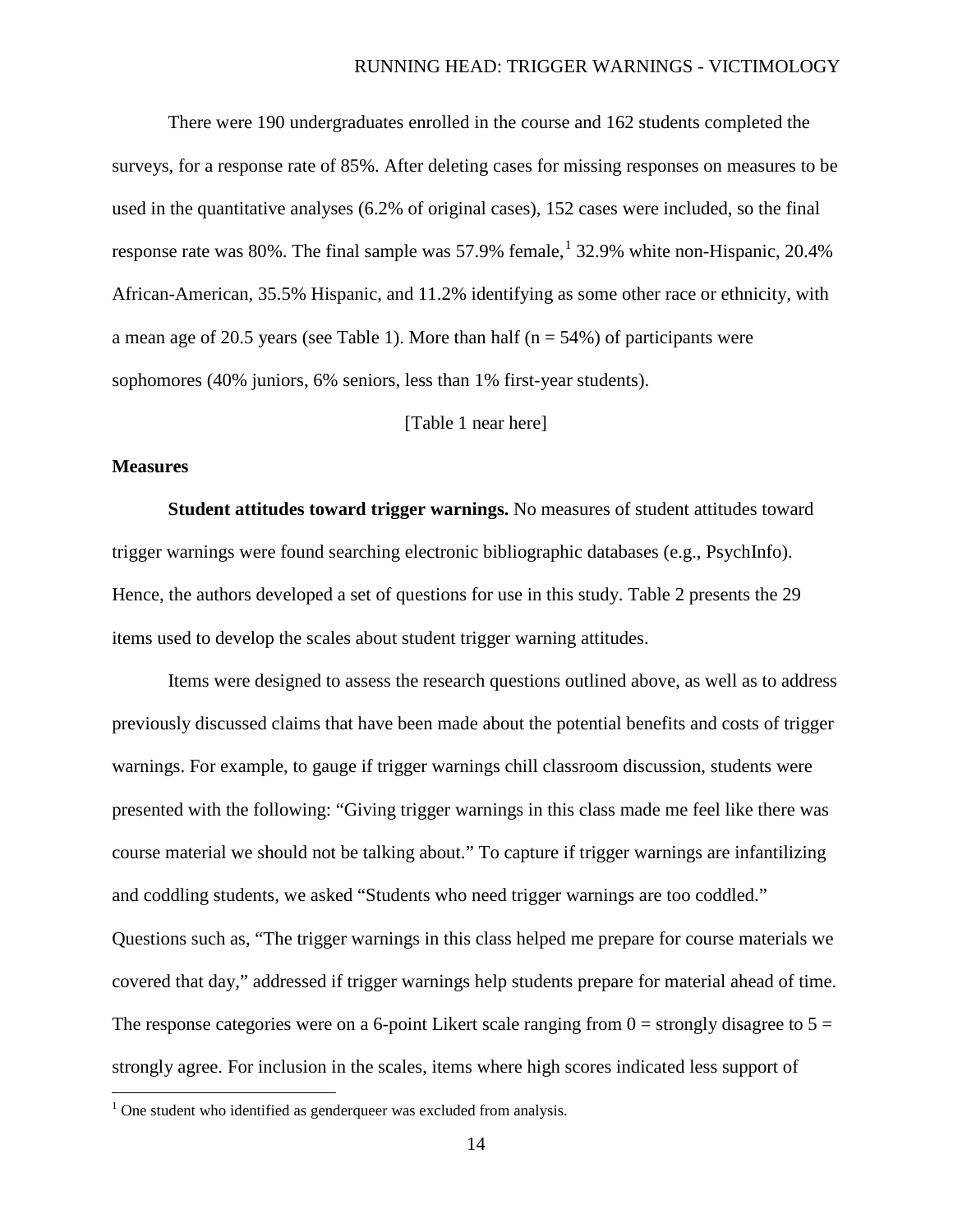There were 190 undergraduates enrolled in the course and 162 students completed the surveys, for a response rate of 85%. After deleting cases for missing responses on measures to be used in the quantitative analyses (6.2% of original cases), 152 cases were included, so the final response rate was 80%. The final sample was 57.9% female,[1] 32.9% white non-Hispanic, 20.4% African-American, 35.5% Hispanic, and 11.2% identifying as some other race or ethnicity, with a mean age of 20.5 years (see Table 1). More than half (n = 54%) of participants were sophomores (40% juniors, 6% seniors, less than 1% first-year students).

[Table 1 near here]

## Measures

**Student attitudes toward trigger warnings.** No measures of student attitudes toward trigger warnings were found searching electronic bibliographic databases (e.g., PsychInfo). Hence, the authors developed a set of questions for use in this study. Table 2 presents the 29 items used to develop the scales about student trigger warning attitudes.

Items were designed to assess the research questions outlined above, as well as to address previously discussed claims that have been made about the potential benefits and costs of trigger warnings. For example, to gauge if trigger warnings chill classroom discussion, students were presented with the following: "Giving trigger warnings in this class made me feel like there was course material we should not be talking about." To capture if trigger warnings are infantilizing and coddling students, we asked "Students who need trigger warnings are too coddled." Questions such as, "The trigger warnings in this class helped me prepare for course materials we covered that day," addressed if trigger warnings help students prepare for material ahead of time. The response categories were on a 6-point Likert scale ranging from 0 = strongly disagree to 5 = strongly agree. For inclusion in the scales, items where high scores indicated less support of

[1] One student who identified as genderqueer was excluded from analysis.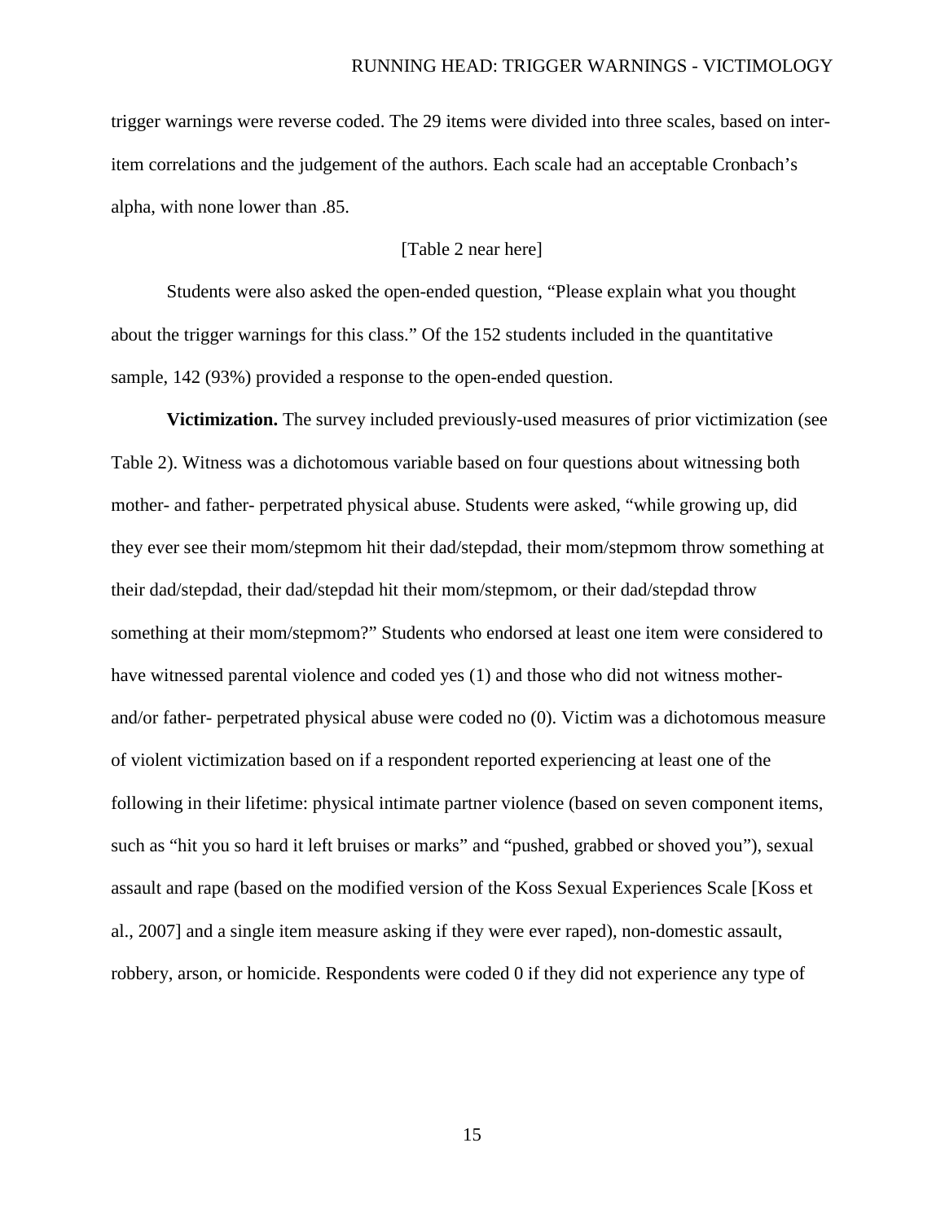trigger warnings were reverse coded. The 29 items were divided into three scales, based on inter-item correlations and the judgement of the authors. Each scale had an acceptable Cronbach's alpha, with none lower than .85.

[Table 2 near here]

Students were also asked the open-ended question, "Please explain what you thought about the trigger warnings for this class." Of the 152 students included in the quantitative sample, 142 (93%) provided a response to the open-ended question.

**Victimization.** The survey included previously-used measures of prior victimization (see Table 2). Witness was a dichotomous variable based on four questions about witnessing both mother- and father- perpetrated physical abuse. Students were asked, "while growing up, did they ever see their mom/stepmom hit their dad/stepdad, their mom/stepmom throw something at their dad/stepdad, their dad/stepdad hit their mom/stepmom, or their dad/stepdad throw something at their mom/stepmom?" Students who endorsed at least one item were considered to have witnessed parental violence and coded yes (1) and those who did not witness mother- and/or father- perpetrated physical abuse were coded no (0). Victim was a dichotomous measure of violent victimization based on if a respondent reported experiencing at least one of the following in their lifetime: physical intimate partner violence (based on seven component items, such as "hit you so hard it left bruises or marks" and "pushed, grabbed or shoved you"), sexual assault and rape (based on the modified version of the Koss Sexual Experiences Scale [Koss et al., 2007] and a single item measure asking if they were ever raped), non-domestic assault, robbery, arson, or homicide. Respondents were coded 0 if they did not experience any type of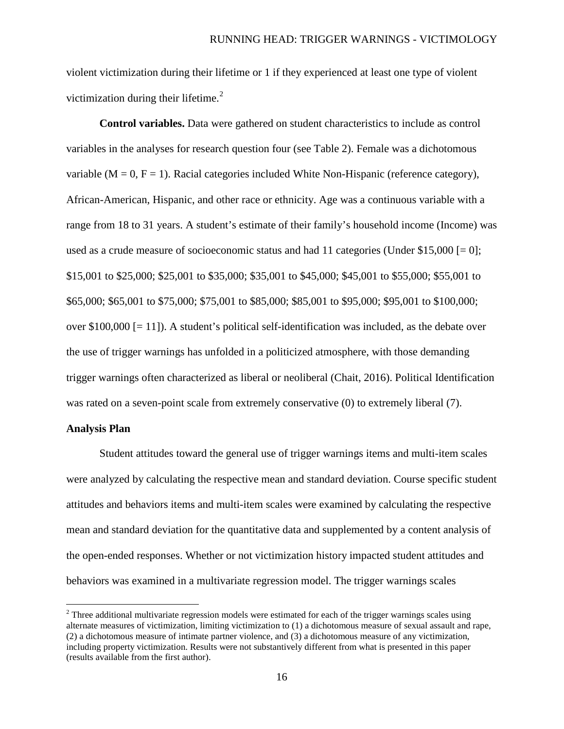violent victimization during their lifetime or 1 if they experienced at least one type of violent victimization during their lifetime.[2]

**Control variables.** Data were gathered on student characteristics to include as control variables in the analyses for research question four (see Table 2). Female was a dichotomous variable (M = 0, F = 1). Racial categories included White Non-Hispanic (reference category), African-American, Hispanic, and other race or ethnicity. Age was a continuous variable with a range from 18 to 31 years. A student's estimate of their family's household income (Income) was used as a crude measure of socioeconomic status and had 11 categories (Under $15,000 [= 0]; $15,001 to $25,000; $25,001 to $35,000; $35,001 to $45,000; $45,001 to $55,000; $55,001 to $65,000; $65,001 to $75,000; $75,001 to $85,000; $85,001 to $95,000; $95,001 to $100,000; over $100,000 [= 11]). A student's political self-identification was included, as the debate over the use of trigger warnings has unfolded in a politicized atmosphere, with those demanding trigger warnings often characterized as liberal or neoliberal (Chait, 2016). Political Identification was rated on a seven-point scale from extremely conservative (0) to extremely liberal (7).

## Analysis Plan

Student attitudes toward the general use of trigger warnings items and multi-item scales were analyzed by calculating the respective mean and standard deviation. Course specific student attitudes and behaviors items and multi-item scales were examined by calculating the respective mean and standard deviation for the quantitative data and supplemented by a content analysis of the open-ended responses. Whether or not victimization history impacted student attitudes and behaviors was examined in a multivariate regression model. The trigger warnings scales

---

[2] Three additional multivariate regression models were estimated for each of the trigger warnings scales using alternate measures of victimization, limiting victimization to (1) a dichotomous measure of sexual assault and rape, (2) a dichotomous measure of intimate partner violence, and (3) a dichotomous measure of any victimization, including property victimization. Results were not substantively different from what is presented in this paper (results available from the first author).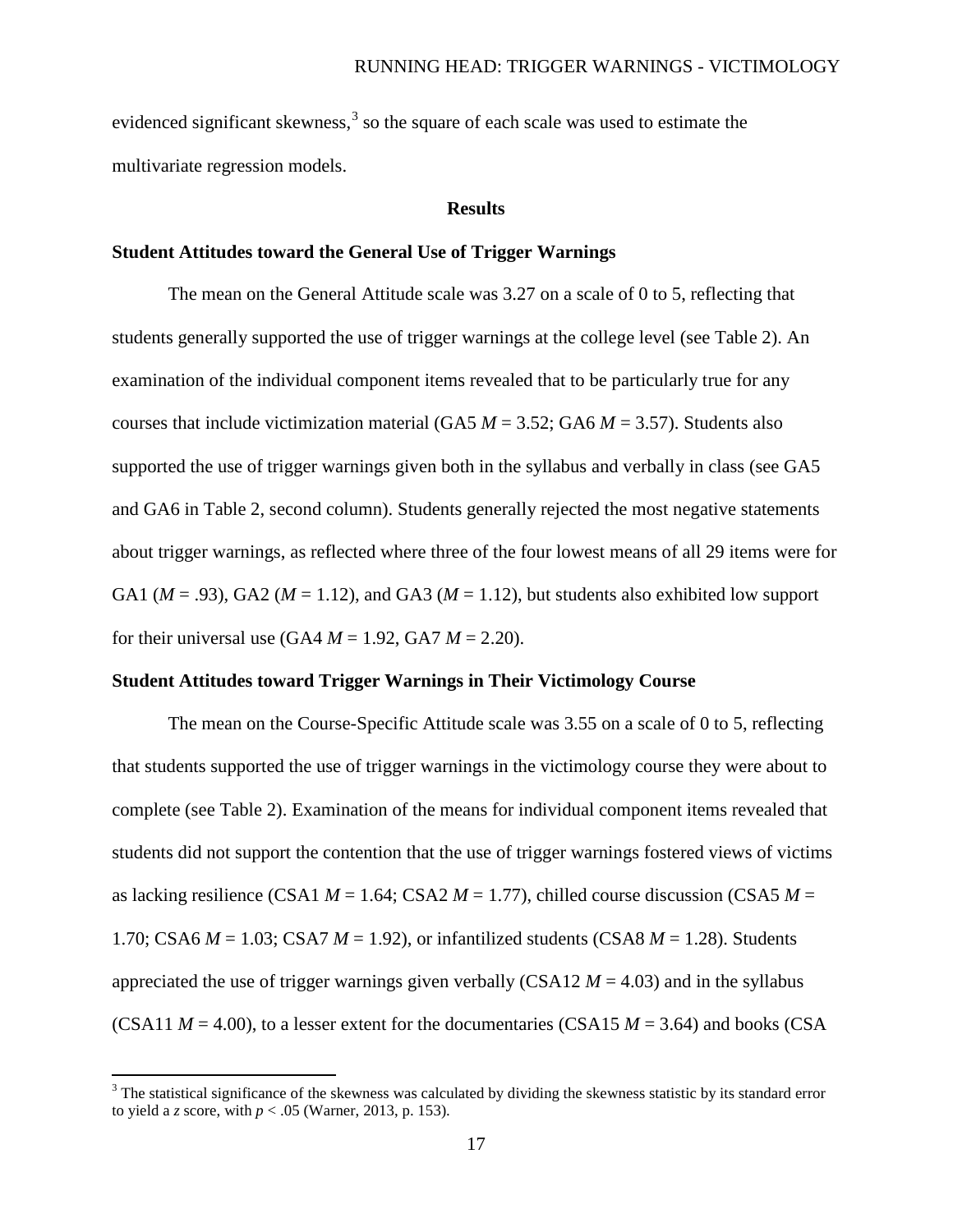evidenced significant skewness,[3] so the square of each scale was used to estimate the multivariate regression models.

## Results

### Student Attitudes toward the General Use of Trigger Warnings

The mean on the General Attitude scale was 3.27 on a scale of 0 to 5, reflecting that students generally supported the use of trigger warnings at the college level (see Table 2). An examination of the individual component items revealed that to be particularly true for any courses that include victimization material (GA5 $M$ = 3.52; GA6 $M$ = 3.57). Students also supported the use of trigger warnings given both in the syllabus and verbally in class (see GA5 and GA6 in Table 2, second column). Students generally rejected the most negative statements about trigger warnings, as reflected where three of the four lowest means of all 29 items were for GA1 ($M$ = .93), GA2 ($M$ = 1.12), and GA3 ($M$ = 1.12), but students also exhibited low support for their universal use (GA4 $M$ = 1.92, GA7 $M$ = 2.20).

### Student Attitudes toward Trigger Warnings in Their Victimology Course

The mean on the Course-Specific Attitude scale was 3.55 on a scale of 0 to 5, reflecting that students supported the use of trigger warnings in the victimology course they were about to complete (see Table 2). Examination of the means for individual component items revealed that students did not support the contention that the use of trigger warnings fostered views of victims as lacking resilience (CSA1 $M$ = 1.64; CSA2 $M$ = 1.77), chilled course discussion (CSA5 $M$ = 1.70; CSA6 $M$ = 1.03; CSA7 $M$ = 1.92), or infantilized students (CSA8 $M$ = 1.28). Students appreciated the use of trigger warnings given verbally (CSA12 $M$ = 4.03) and in the syllabus (CSA11 $M$ = 4.00), to a lesser extent for the documentaries (CSA15 $M$ = 3.64) and books (CSA

[3] The statistical significance of the skewness was calculated by dividing the skewness statistic by its standard error to yield a $z$ score, with $p < .05$ (Warner, 2013, p. 153).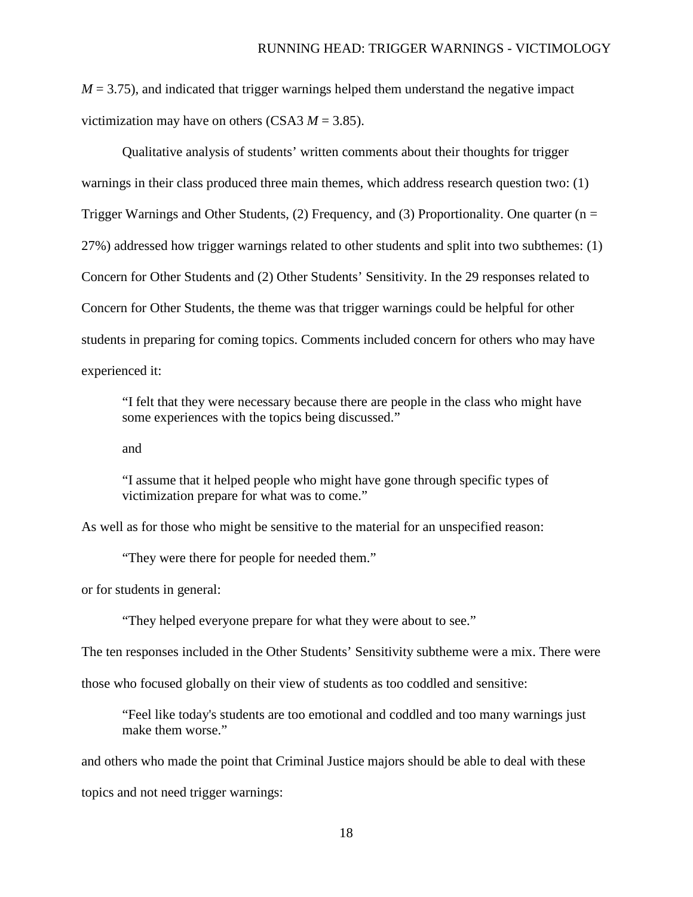$M = 3.75$), and indicated that trigger warnings helped them understand the negative impact victimization may have on others (CSA3 $M = 3.85$).

Qualitative analysis of students' written comments about their thoughts for trigger warnings in their class produced three main themes, which address research question two: (1) Trigger Warnings and Other Students, (2) Frequency, and (3) Proportionality. One quarter (n = 27%) addressed how trigger warnings related to other students and split into two subthemes: (1) Concern for Other Students and (2) Other Students' Sensitivity. In the 29 responses related to Concern for Other Students, the theme was that trigger warnings could be helpful for other students in preparing for coming topics. Comments included concern for others who may have experienced it:

> "I felt that they were necessary because there are people in the class who might have some experiences with the topics being discussed."
>
> and
>
> "I assume that it helped people who might have gone through specific types of victimization prepare for what was to come."

As well as for those who might be sensitive to the material for an unspecified reason:

> "They were there for people for needed them."

or for students in general:

> "They helped everyone prepare for what they were about to see."

The ten responses included in the Other Students' Sensitivity subtheme were a mix. There were those who focused globally on their view of students as too coddled and sensitive:

> "Feel like today's students are too emotional and coddled and too many warnings just make them worse."

and others who made the point that Criminal Justice majors should be able to deal with these topics and not need trigger warnings: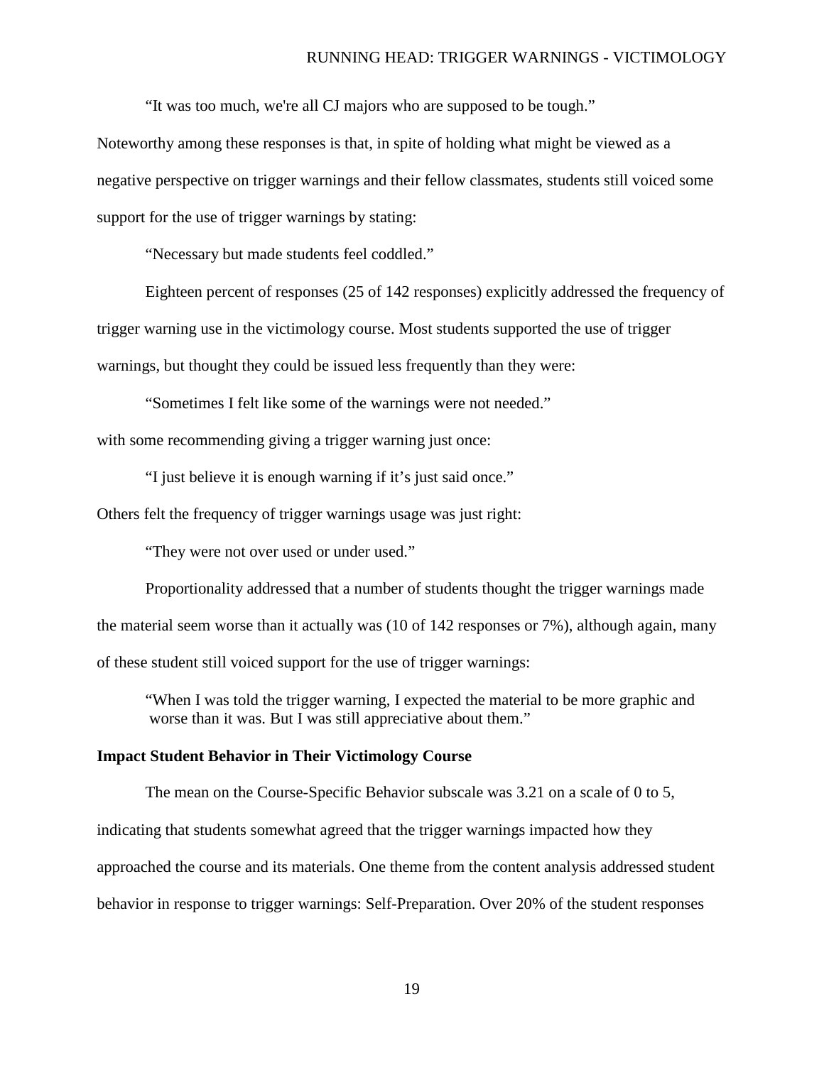"It was too much, we're all CJ majors who are supposed to be tough."

Noteworthy among these responses is that, in spite of holding what might be viewed as a negative perspective on trigger warnings and their fellow classmates, students still voiced some support for the use of trigger warnings by stating:

"Necessary but made students feel coddled."

Eighteen percent of responses (25 of 142 responses) explicitly addressed the frequency of trigger warning use in the victimology course. Most students supported the use of trigger warnings, but thought they could be issued less frequently than they were:

"Sometimes I felt like some of the warnings were not needed."

with some recommending giving a trigger warning just once:

"I just believe it is enough warning if it's just said once."

Others felt the frequency of trigger warnings usage was just right:

"They were not over used or under used."

Proportionality addressed that a number of students thought the trigger warnings made the material seem worse than it actually was (10 of 142 responses or 7%), although again, many of these student still voiced support for the use of trigger warnings:

> "When I was told the trigger warning, I expected the material to be more graphic and worse than it was. But I was still appreciative about them."

**Impact Student Behavior in Their Victimology Course**

The mean on the Course-Specific Behavior subscale was 3.21 on a scale of 0 to 5, indicating that students somewhat agreed that the trigger warnings impacted how they approached the course and its materials. One theme from the content analysis addressed student behavior in response to trigger warnings: Self-Preparation. Over 20% of the student responses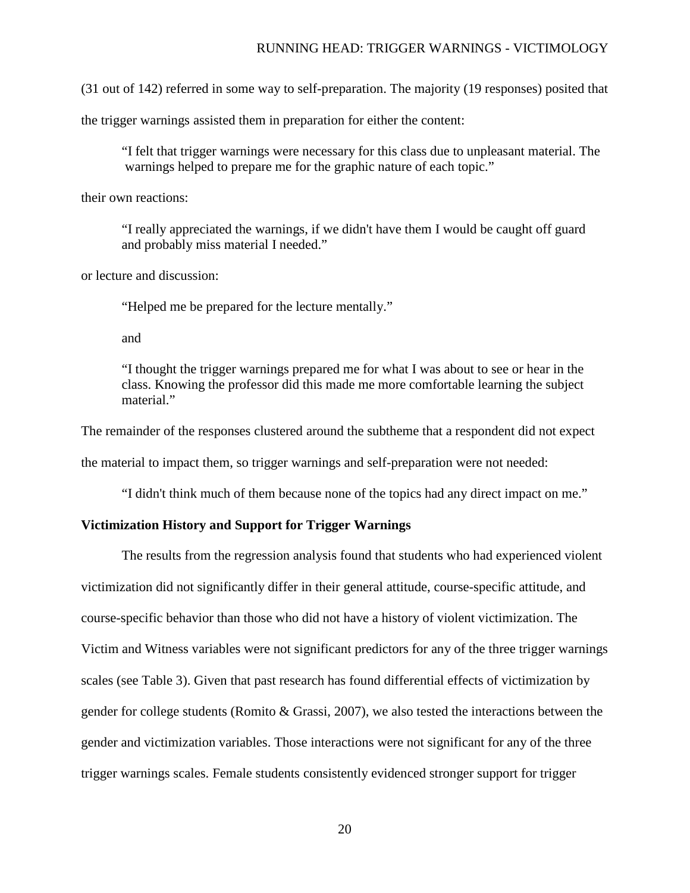(31 out of 142) referred in some way to self-preparation. The majority (19 responses) posited that the trigger warnings assisted them in preparation for either the content:

> "I felt that trigger warnings were necessary for this class due to unpleasant material. The warnings helped to prepare me for the graphic nature of each topic."

their own reactions:

> "I really appreciated the warnings, if we didn't have them I would be caught off guard and probably miss material I needed."

or lecture and discussion:

> "Helped me be prepared for the lecture mentally."
>
> and
>
> "I thought the trigger warnings prepared me for what I was about to see or hear in the class. Knowing the professor did this made me more comfortable learning the subject material."

The remainder of the responses clustered around the subtheme that a respondent did not expect the material to impact them, so trigger warnings and self-preparation were not needed:

> "I didn't think much of them because none of the topics had any direct impact on me."

**Victimization History and Support for Trigger Warnings**

The results from the regression analysis found that students who had experienced violent victimization did not significantly differ in their general attitude, course-specific attitude, and course-specific behavior than those who did not have a history of violent victimization. The Victim and Witness variables were not significant predictors for any of the three trigger warnings scales (see Table 3). Given that past research has found differential effects of victimization by gender for college students (Romito & Grassi, 2007), we also tested the interactions between the gender and victimization variables. Those interactions were not significant for any of the three trigger warnings scales. Female students consistently evidenced stronger support for trigger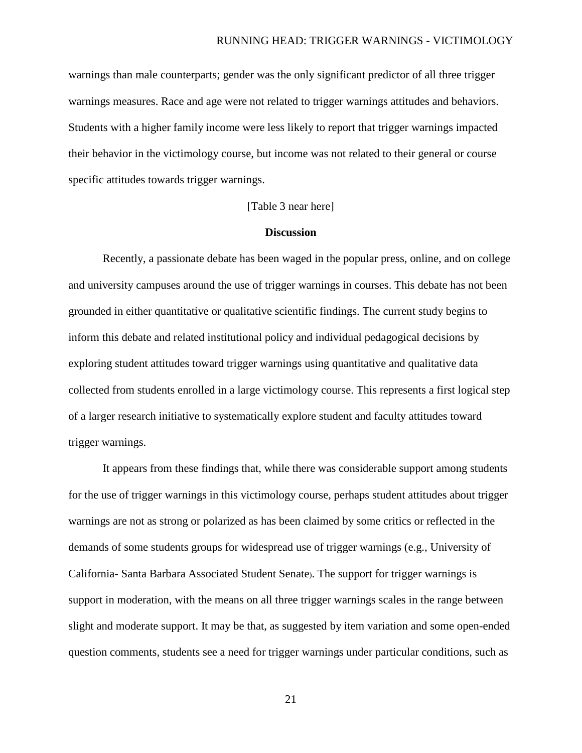warnings than male counterparts; gender was the only significant predictor of all three trigger warnings measures. Race and age were not related to trigger warnings attitudes and behaviors. Students with a higher family income were less likely to report that trigger warnings impacted their behavior in the victimology course, but income was not related to their general or course specific attitudes towards trigger warnings.

[Table 3 near here]

## Discussion

Recently, a passionate debate has been waged in the popular press, online, and on college and university campuses around the use of trigger warnings in courses. This debate has not been grounded in either quantitative or qualitative scientific findings. The current study begins to inform this debate and related institutional policy and individual pedagogical decisions by exploring student attitudes toward trigger warnings using quantitative and qualitative data collected from students enrolled in a large victimology course. This represents a first logical step of a larger research initiative to systematically explore student and faculty attitudes toward trigger warnings.

It appears from these findings that, while there was considerable support among students for the use of trigger warnings in this victimology course, perhaps student attitudes about trigger warnings are not as strong or polarized as has been claimed by some critics or reflected in the demands of some students groups for widespread use of trigger warnings (e.g., University of California- Santa Barbara Associated Student Senate). The support for trigger warnings is support in moderation, with the means on all three trigger warnings scales in the range between slight and moderate support. It may be that, as suggested by item variation and some open-ended question comments, students see a need for trigger warnings under particular conditions, such as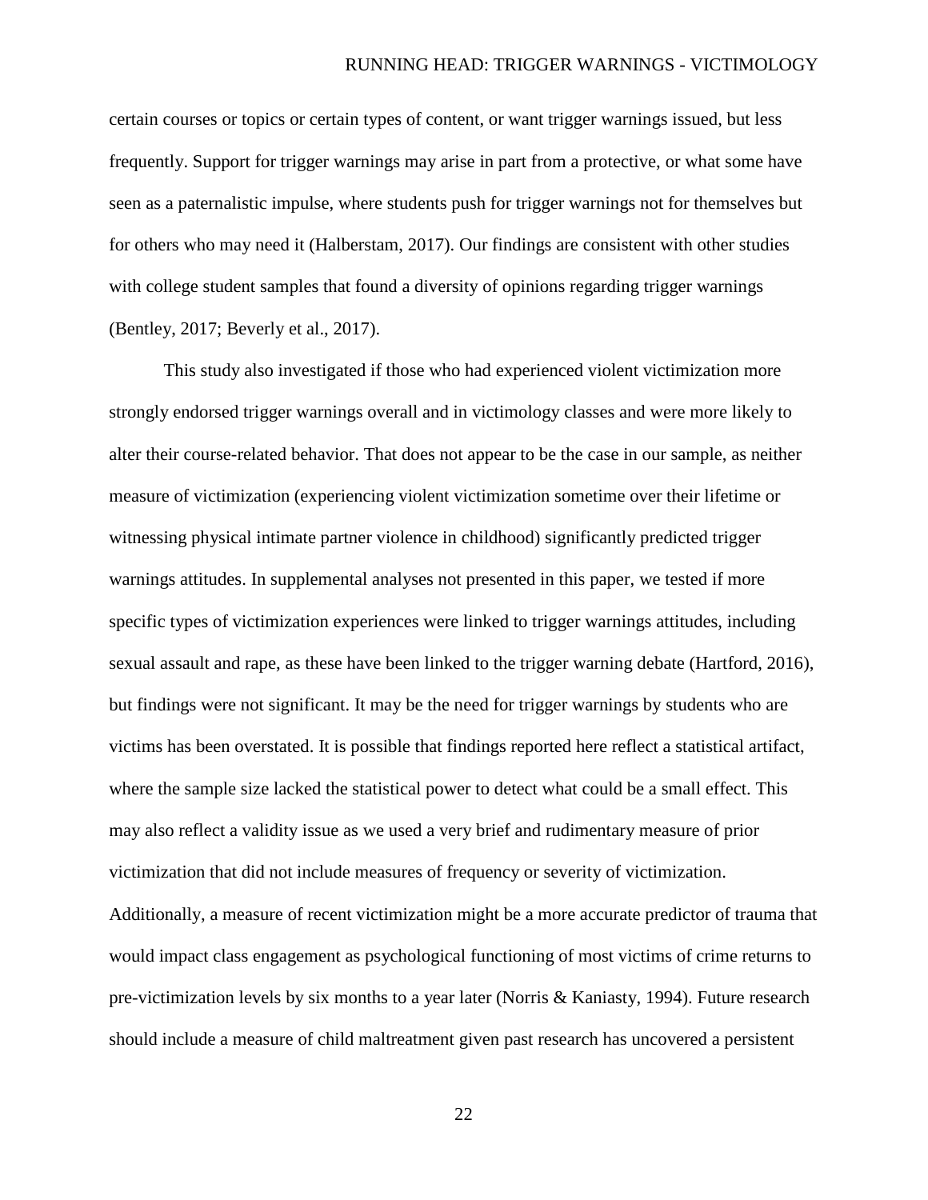certain courses or topics or certain types of content, or want trigger warnings issued, but less frequently. Support for trigger warnings may arise in part from a protective, or what some have seen as a paternalistic impulse, where students push for trigger warnings not for themselves but for others who may need it (Halberstam, 2017). Our findings are consistent with other studies with college student samples that found a diversity of opinions regarding trigger warnings (Bentley, 2017; Beverly et al., 2017).

This study also investigated if those who had experienced violent victimization more strongly endorsed trigger warnings overall and in victimology classes and were more likely to alter their course-related behavior. That does not appear to be the case in our sample, as neither measure of victimization (experiencing violent victimization sometime over their lifetime or witnessing physical intimate partner violence in childhood) significantly predicted trigger warnings attitudes. In supplemental analyses not presented in this paper, we tested if more specific types of victimization experiences were linked to trigger warnings attitudes, including sexual assault and rape, as these have been linked to the trigger warning debate (Hartford, 2016), but findings were not significant. It may be the need for trigger warnings by students who are victims has been overstated. It is possible that findings reported here reflect a statistical artifact, where the sample size lacked the statistical power to detect what could be a small effect. This may also reflect a validity issue as we used a very brief and rudimentary measure of prior victimization that did not include measures of frequency or severity of victimization. Additionally, a measure of recent victimization might be a more accurate predictor of trauma that would impact class engagement as psychological functioning of most victims of crime returns to pre-victimization levels by six months to a year later (Norris & Kaniasty, 1994). Future research should include a measure of child maltreatment given past research has uncovered a persistent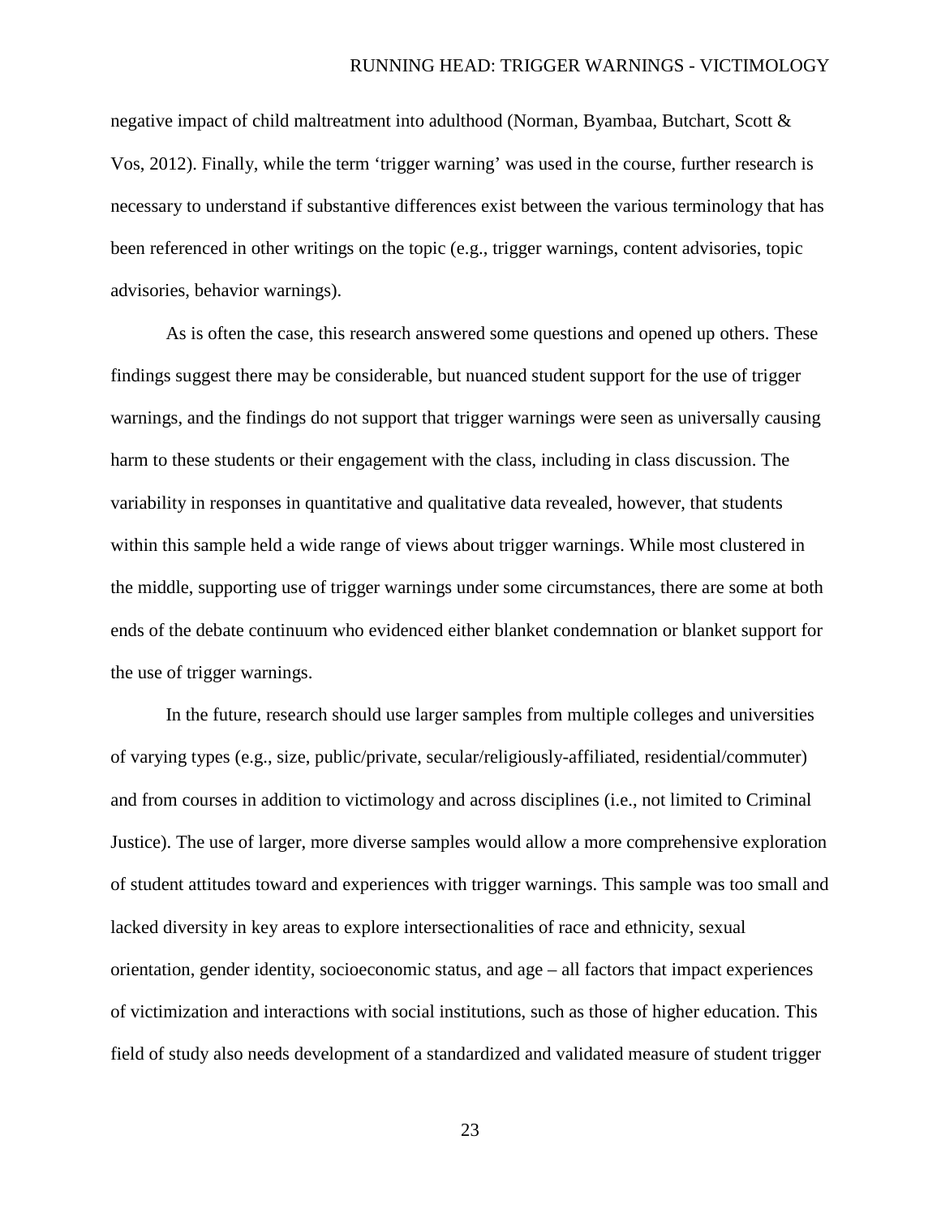negative impact of child maltreatment into adulthood (Norman, Byambaa, Butchart, Scott & Vos, 2012). Finally, while the term ‘trigger warning’ was used in the course, further research is necessary to understand if substantive differences exist between the various terminology that has been referenced in other writings on the topic (e.g., trigger warnings, content advisories, topic advisories, behavior warnings).

As is often the case, this research answered some questions and opened up others. These findings suggest there may be considerable, but nuanced student support for the use of trigger warnings, and the findings do not support that trigger warnings were seen as universally causing harm to these students or their engagement with the class, including in class discussion. The variability in responses in quantitative and qualitative data revealed, however, that students within this sample held a wide range of views about trigger warnings. While most clustered in the middle, supporting use of trigger warnings under some circumstances, there are some at both ends of the debate continuum who evidenced either blanket condemnation or blanket support for the use of trigger warnings.

In the future, research should use larger samples from multiple colleges and universities of varying types (e.g., size, public/private, secular/religiously-affiliated, residential/commuter) and from courses in addition to victimology and across disciplines (i.e., not limited to Criminal Justice). The use of larger, more diverse samples would allow a more comprehensive exploration of student attitudes toward and experiences with trigger warnings. This sample was too small and lacked diversity in key areas to explore intersectionalities of race and ethnicity, sexual orientation, gender identity, socioeconomic status, and age – all factors that impact experiences of victimization and interactions with social institutions, such as those of higher education. This field of study also needs development of a standardized and validated measure of student trigger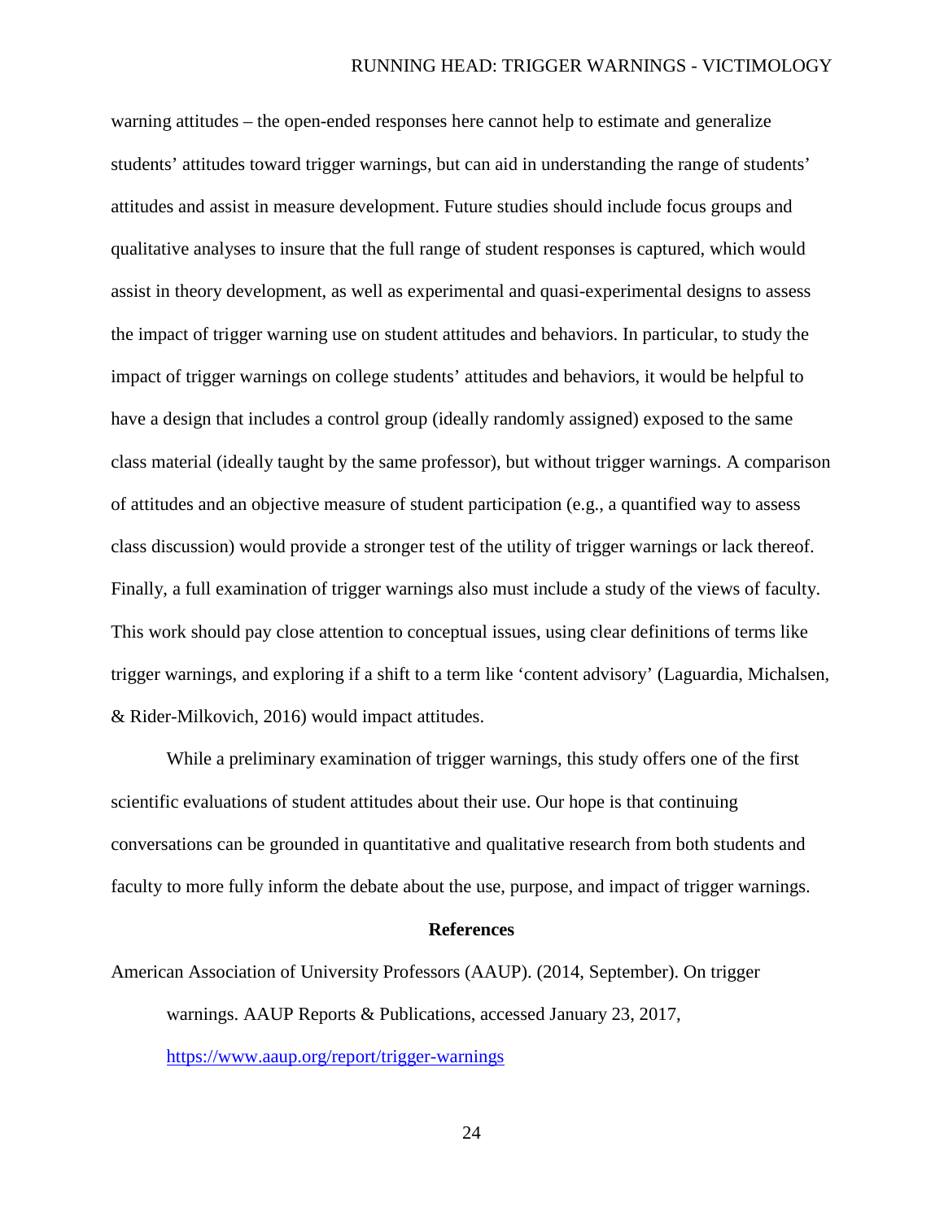warning attitudes – the open-ended responses here cannot help to estimate and generalize students' attitudes toward trigger warnings, but can aid in understanding the range of students' attitudes and assist in measure development. Future studies should include focus groups and qualitative analyses to insure that the full range of student responses is captured, which would assist in theory development, as well as experimental and quasi-experimental designs to assess the impact of trigger warning use on student attitudes and behaviors. In particular, to study the impact of trigger warnings on college students' attitudes and behaviors, it would be helpful to have a design that includes a control group (ideally randomly assigned) exposed to the same class material (ideally taught by the same professor), but without trigger warnings. A comparison of attitudes and an objective measure of student participation (e.g., a quantified way to assess class discussion) would provide a stronger test of the utility of trigger warnings or lack thereof. Finally, a full examination of trigger warnings also must include a study of the views of faculty. This work should pay close attention to conceptual issues, using clear definitions of terms like trigger warnings, and exploring if a shift to a term like 'content advisory' (Laguardia, Michalsen, & Rider-Milkovich, 2016) would impact attitudes.

While a preliminary examination of trigger warnings, this study offers one of the first scientific evaluations of student attitudes about their use. Our hope is that continuing conversations can be grounded in quantitative and qualitative research from both students and faculty to more fully inform the debate about the use, purpose, and impact of trigger warnings.

## References

American Association of University Professors (AAUP). (2014, September). On trigger warnings. AAUP Reports & Publications, accessed January 23, 2017, https://www.aaup.org/report/trigger-warnings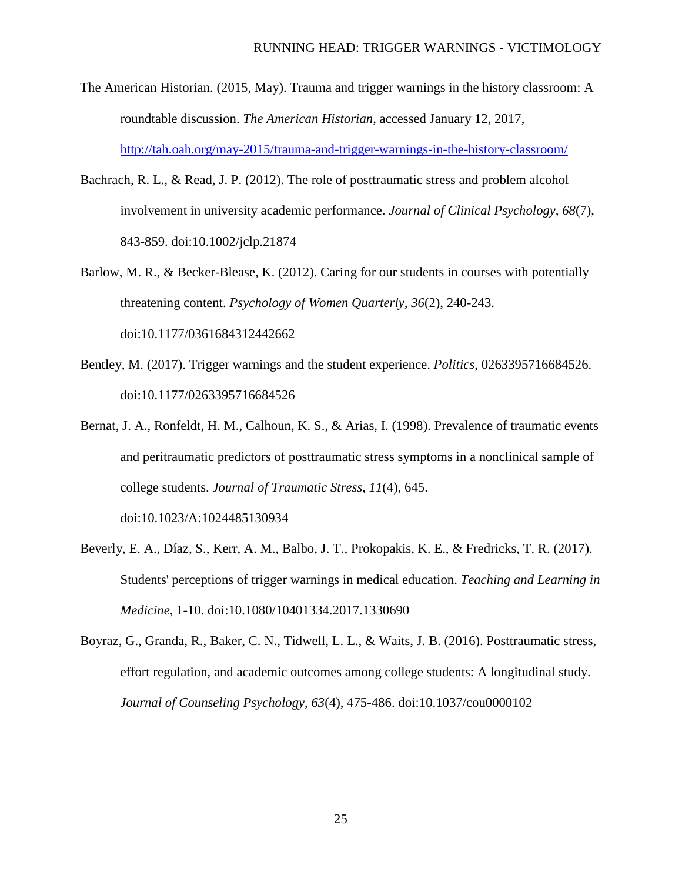The American Historian. (2015, May). Trauma and trigger warnings in the history classroom: A roundtable discussion. *The American Historian*, accessed January 12, 2017, http://tah.oah.org/may-2015/trauma-and-trigger-warnings-in-the-history-classroom/

Bachrach, R. L., & Read, J. P. (2012). The role of posttraumatic stress and problem alcohol involvement in university academic performance. *Journal of Clinical Psychology, 68*(7), 843-859. doi:10.1002/jclp.21874

Barlow, M. R., & Becker-Blease, K. (2012). Caring for our students in courses with potentially threatening content. *Psychology of Women Quarterly, 36*(2), 240-243. doi:10.1177/0361684312442662

Bentley, M. (2017). Trigger warnings and the student experience. *Politics*, 0263395716684526. doi:10.1177/0263395716684526

Bernat, J. A., Ronfeldt, H. M., Calhoun, K. S., & Arias, I. (1998). Prevalence of traumatic events and peritraumatic predictors of posttraumatic stress symptoms in a nonclinical sample of college students. *Journal of Traumatic Stress, 11*(4), 645. doi:10.1023/A:1024485130934

Beverly, E. A., Díaz, S., Kerr, A. M., Balbo, J. T., Prokopakis, K. E., & Fredricks, T. R. (2017). Students' perceptions of trigger warnings in medical education. *Teaching and Learning in Medicine*, 1-10. doi:10.1080/10401334.2017.1330690

Boyraz, G., Granda, R., Baker, C. N., Tidwell, L. L., & Waits, J. B. (2016). Posttraumatic stress, effort regulation, and academic outcomes among college students: A longitudinal study. *Journal of Counseling Psychology, 63*(4), 475-486. doi:10.1037/cou0000102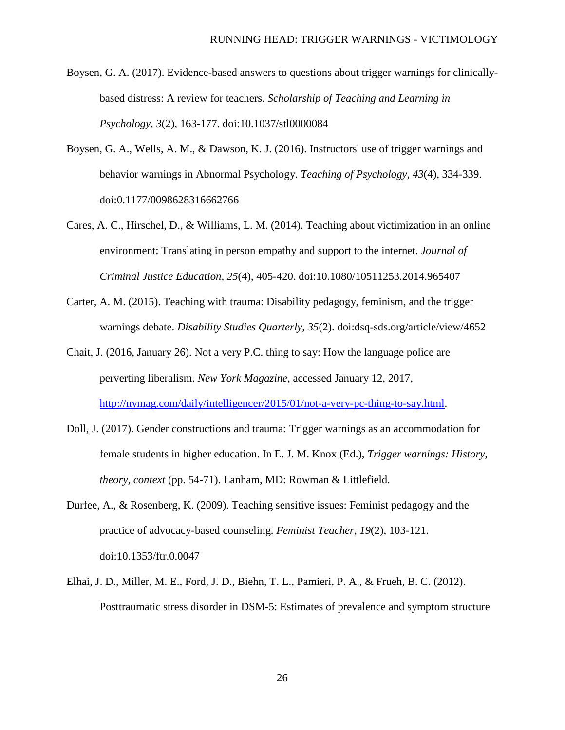Boysen, G. A. (2017). Evidence-based answers to questions about trigger warnings for clinically-based distress: A review for teachers. *Scholarship of Teaching and Learning in Psychology, 3*(2), 163-177. doi:10.1037/stl0000084

Boysen, G. A., Wells, A. M., & Dawson, K. J. (2016). Instructors' use of trigger warnings and behavior warnings in Abnormal Psychology. *Teaching of Psychology, 43*(4), 334-339. doi:0.1177/0098628316662766

Cares, A. C., Hirschel, D., & Williams, L. M. (2014). Teaching about victimization in an online environment: Translating in person empathy and support to the internet. *Journal of Criminal Justice Education, 25*(4), 405-420. doi:10.1080/10511253.2014.965407

Carter, A. M. (2015). Teaching with trauma: Disability pedagogy, feminism, and the trigger warnings debate. *Disability Studies Quarterly, 35*(2). doi:dsq-sds.org/article/view/4652

Chait, J. (2016, January 26). Not a very P.C. thing to say: How the language police are perverting liberalism. *New York Magazine,* accessed January 12, 2017, [http://nymag.com/daily/intelligencer/2015/01/not-a-very-pc-thing-to-say.html](http://nymag.com/daily/intelligencer/2015/01/not-a-very-pc-thing-to-say.html).

Doll, J. (2017). Gender constructions and trauma: Trigger warnings as an accommodation for female students in higher education. In E. J. M. Knox (Ed.), *Trigger warnings: History, theory, context* (pp. 54-71). Lanham, MD: Rowman & Littlefield.

Durfee, A., & Rosenberg, K. (2009). Teaching sensitive issues: Feminist pedagogy and the practice of advocacy-based counseling. *Feminist Teacher, 19*(2), 103-121. doi:10.1353/ftr.0.0047

Elhai, J. D., Miller, M. E., Ford, J. D., Biehn, T. L., Pamieri, P. A., & Frueh, B. C. (2012). Posttraumatic stress disorder in DSM-5: Estimates of prevalence and symptom structure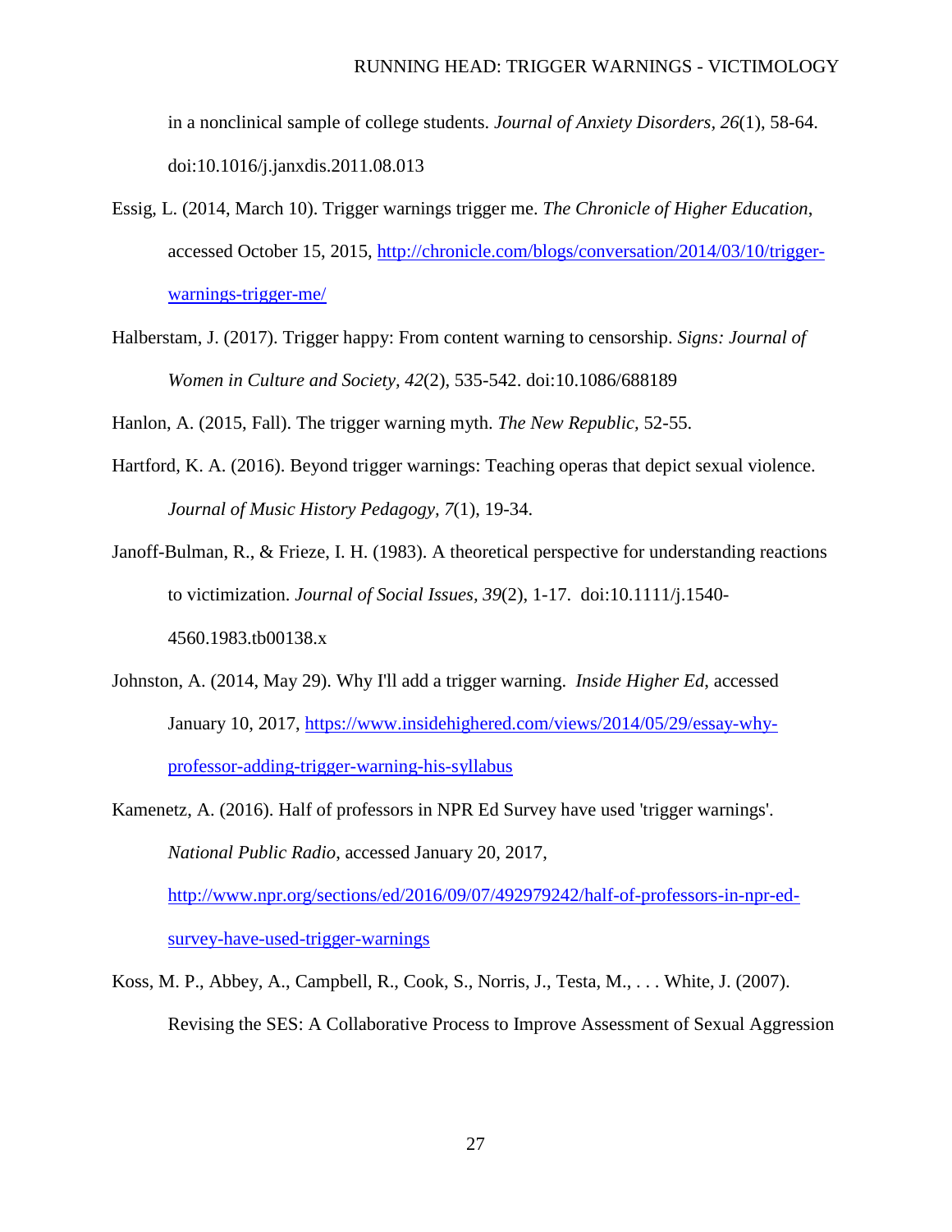in a nonclinical sample of college students. *Journal of Anxiety Disorders*, *26*(1), 58-64. doi:10.1016/j.janxdis.2011.08.013

Essig, L. (2014, March 10). Trigger warnings trigger me. *The Chronicle of Higher Education*, accessed October 15, 2015, http://chronicle.com/blogs/conversation/2014/03/10/trigger-warnings-trigger-me/

Halberstam, J. (2017). Trigger happy: From content warning to censorship. *Signs: Journal of Women in Culture and Society*, *42*(2), 535-542. doi:10.1086/688189

Hanlon, A. (2015, Fall). The trigger warning myth. *The New Republic*, 52-55.

Hartford, K. A. (2016). Beyond trigger warnings: Teaching operas that depict sexual violence. *Journal of Music History Pedagogy*, *7*(1), 19-34.

Janoff-Bulman, R., & Frieze, I. H. (1983). A theoretical perspective for understanding reactions to victimization. *Journal of Social Issues*, *39*(2), 1-17. doi:10.1111/j.1540-4560.1983.tb00138.x

Johnston, A. (2014, May 29). Why I'll add a trigger warning. *Inside Higher Ed*, accessed January 10, 2017, https://www.insidehighered.com/views/2014/05/29/essay-why-professor-adding-trigger-warning-his-syllabus

Kamenetz, A. (2016). Half of professors in NPR Ed Survey have used 'trigger warnings'. *National Public Radio*, accessed January 20, 2017, http://www.npr.org/sections/ed/2016/09/07/492979242/half-of-professors-in-npr-ed-survey-have-used-trigger-warnings

Koss, M. P., Abbey, A., Campbell, R., Cook, S., Norris, J., Testa, M., . . . White, J. (2007). Revising the SES: A Collaborative Process to Improve Assessment of Sexual Aggression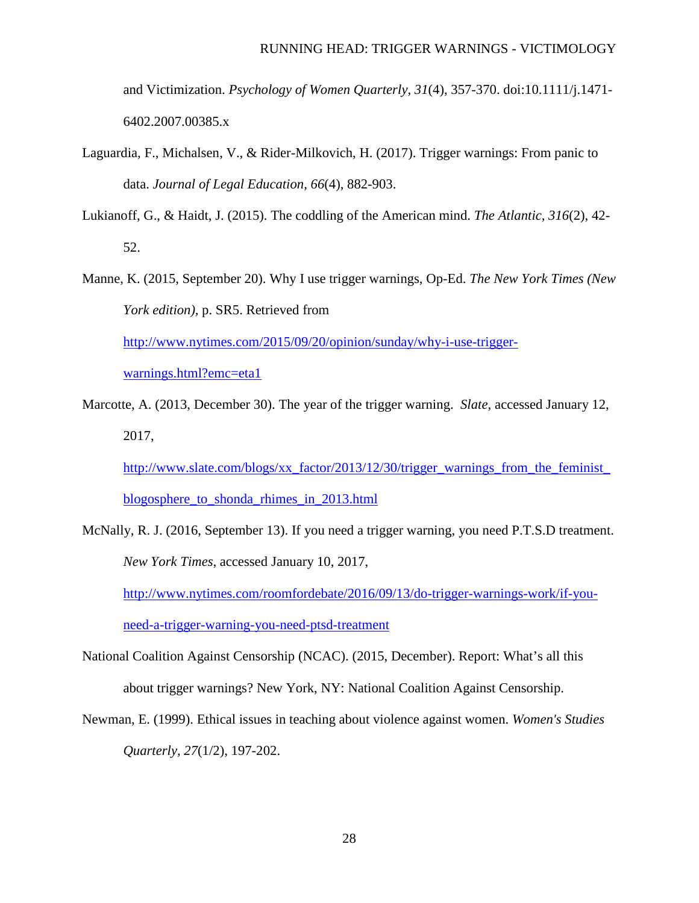and Victimization. *Psychology of Women Quarterly, 31*(4), 357-370. doi:10.1111/j.1471-6402.2007.00385.x

Laguardia, F., Michalsen, V., & Rider-Milkovich, H. (2017). Trigger warnings: From panic to data. *Journal of Legal Education, 66*(4), 882-903.

Lukianoff, G., & Haidt, J. (2015). The coddling of the American mind. *The Atlantic, 316*(2), 42-52.

Manne, K. (2015, September 20). Why I use trigger warnings, Op-Ed. *The New York Times (New York edition),* p. SR5. Retrieved from http://www.nytimes.com/2015/09/20/opinion/sunday/why-i-use-trigger-warnings.html?emc=eta1

Marcotte, A. (2013, December 30). The year of the trigger warning. *Slate*, accessed January 12, 2017, http://www.slate.com/blogs/xx_factor/2013/12/30/trigger_warnings_from_the_feminist_blogosphere_to_shonda_rhimes_in_2013.html

McNally, R. J. (2016, September 13). If you need a trigger warning, you need P.T.S.D treatment. *New York Times*, accessed January 10, 2017, http://www.nytimes.com/roomfordebate/2016/09/13/do-trigger-warnings-work/if-you-need-a-trigger-warning-you-need-ptsd-treatment

National Coalition Against Censorship (NCAC). (2015, December). Report: What's all this about trigger warnings? New York, NY: National Coalition Against Censorship.

Newman, E. (1999). Ethical issues in teaching about violence against women. *Women's Studies Quarterly, 27*(1/2), 197-202.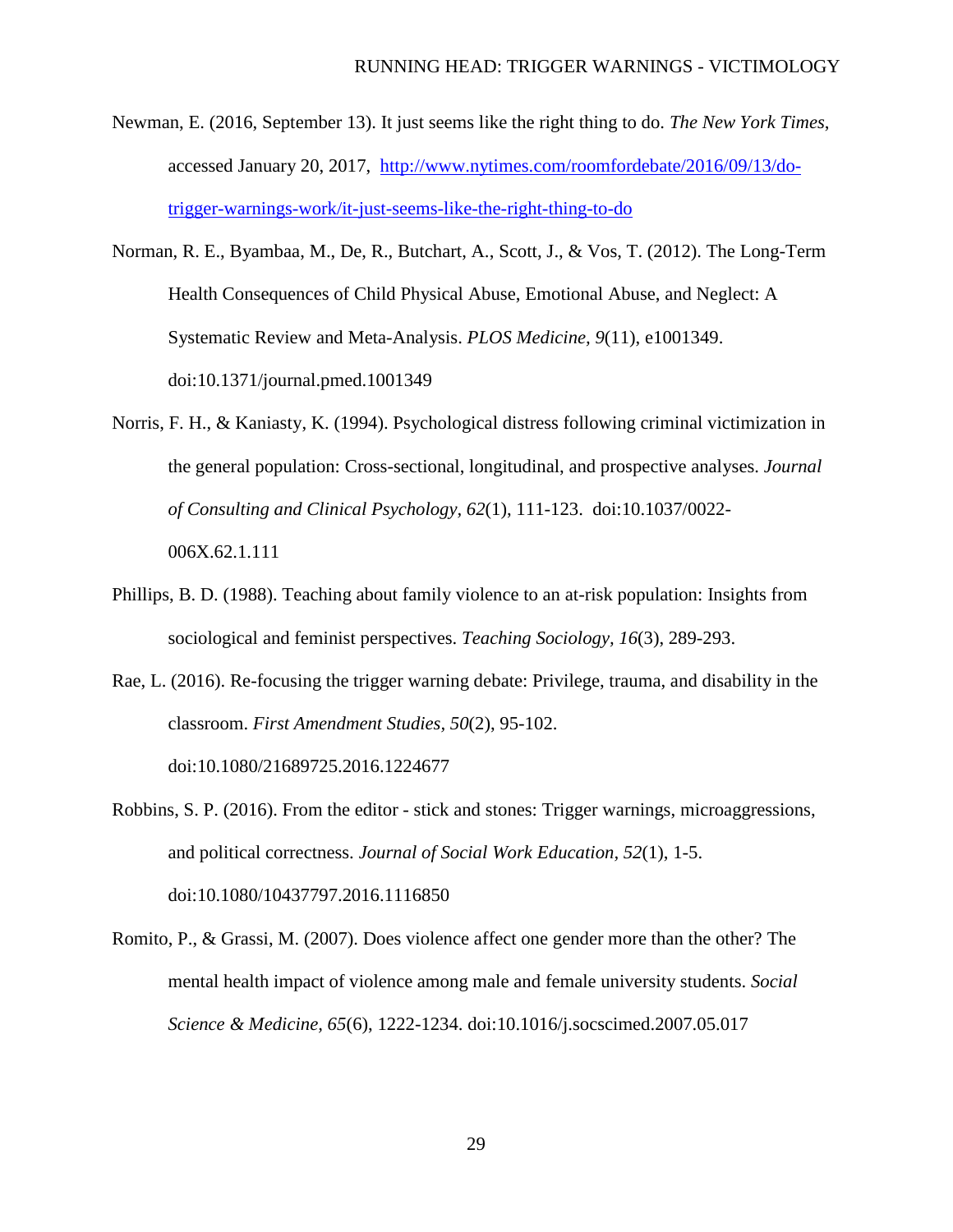Newman, E. (2016, September 13). It just seems like the right thing to do. *The New York Times*, accessed January 20, 2017, [http://www.nytimes.com/roomfordebate/2016/09/13/do-trigger-warnings-work/it-just-seems-like-the-right-thing-to-do](http://www.nytimes.com/roomfordebate/2016/09/13/do-trigger-warnings-work/it-just-seems-like-the-right-thing-to-do)

Norman, R. E., Byambaa, M., De, R., Butchart, A., Scott, J., & Vos, T. (2012). The Long-Term Health Consequences of Child Physical Abuse, Emotional Abuse, and Neglect: A Systematic Review and Meta-Analysis. *PLOS Medicine, 9*(11), e1001349. doi:10.1371/journal.pmed.1001349

Norris, F. H., & Kaniasty, K. (1994). Psychological distress following criminal victimization in the general population: Cross-sectional, longitudinal, and prospective analyses. *Journal of Consulting and Clinical Psychology, 62*(1), 111-123. doi:10.1037/0022-006X.62.1.111

Phillips, B. D. (1988). Teaching about family violence to an at-risk population: Insights from sociological and feminist perspectives. *Teaching Sociology, 16*(3), 289-293.

Rae, L. (2016). Re-focusing the trigger warning debate: Privilege, trauma, and disability in the classroom. *First Amendment Studies, 50*(2), 95-102. doi:10.1080/21689725.2016.1224677

Robbins, S. P. (2016). From the editor - stick and stones: Trigger warnings, microaggressions, and political correctness. *Journal of Social Work Education, 52*(1), 1-5. doi:10.1080/10437797.2016.1116850

Romito, P., & Grassi, M. (2007). Does violence affect one gender more than the other? The mental health impact of violence among male and female university students. *Social Science & Medicine, 65*(6), 1222-1234. doi:10.1016/j.socscimed.2007.05.017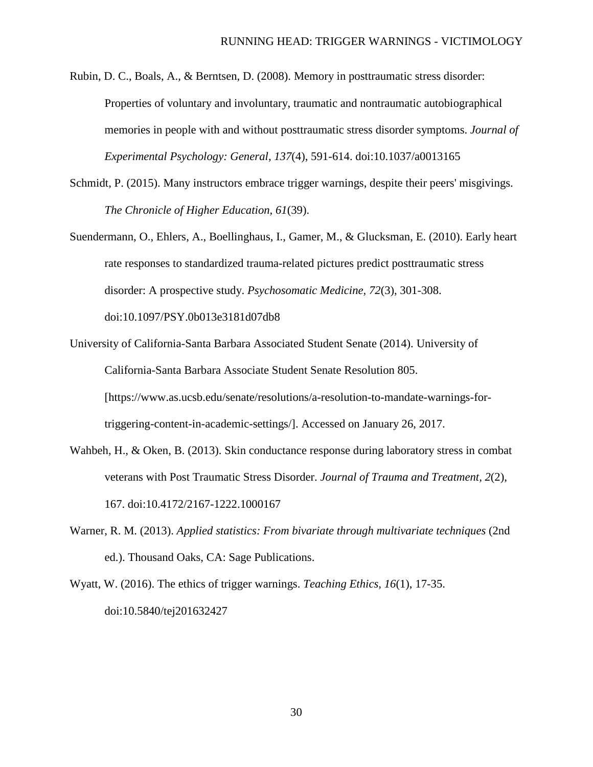Rubin, D. C., Boals, A., & Berntsen, D. (2008). Memory in posttraumatic stress disorder: Properties of voluntary and involuntary, traumatic and nontraumatic autobiographical memories in people with and without posttraumatic stress disorder symptoms. *Journal of Experimental Psychology: General, 137*(4), 591-614. doi:10.1037/a0013165

Schmidt, P. (2015). Many instructors embrace trigger warnings, despite their peers' misgivings. *The Chronicle of Higher Education, 61*(39).

Suendermann, O., Ehlers, A., Boellinghaus, I., Gamer, M., & Glucksman, E. (2010). Early heart rate responses to standardized trauma-related pictures predict posttraumatic stress disorder: A prospective study. *Psychosomatic Medicine, 72*(3), 301-308. doi:10.1097/PSY.0b013e3181d07db8

University of California-Santa Barbara Associated Student Senate (2014). University of California-Santa Barbara Associate Student Senate Resolution 805. [https://www.as.ucsb.edu/senate/resolutions/a-resolution-to-mandate-warnings-for-triggering-content-in-academic-settings/]. Accessed on January 26, 2017.

Wahbeh, H., & Oken, B. (2013). Skin conductance response during laboratory stress in combat veterans with Post Traumatic Stress Disorder. *Journal of Trauma and Treatment*, *2*(2), 167. doi:10.4172/2167-1222.1000167

Warner, R. M. (2013). *Applied statistics: From bivariate through multivariate techniques* (2nd ed.). Thousand Oaks, CA: Sage Publications.

Wyatt, W. (2016). The ethics of trigger warnings. *Teaching Ethics, 16*(1), 17-35. doi:10.5840/tej201632427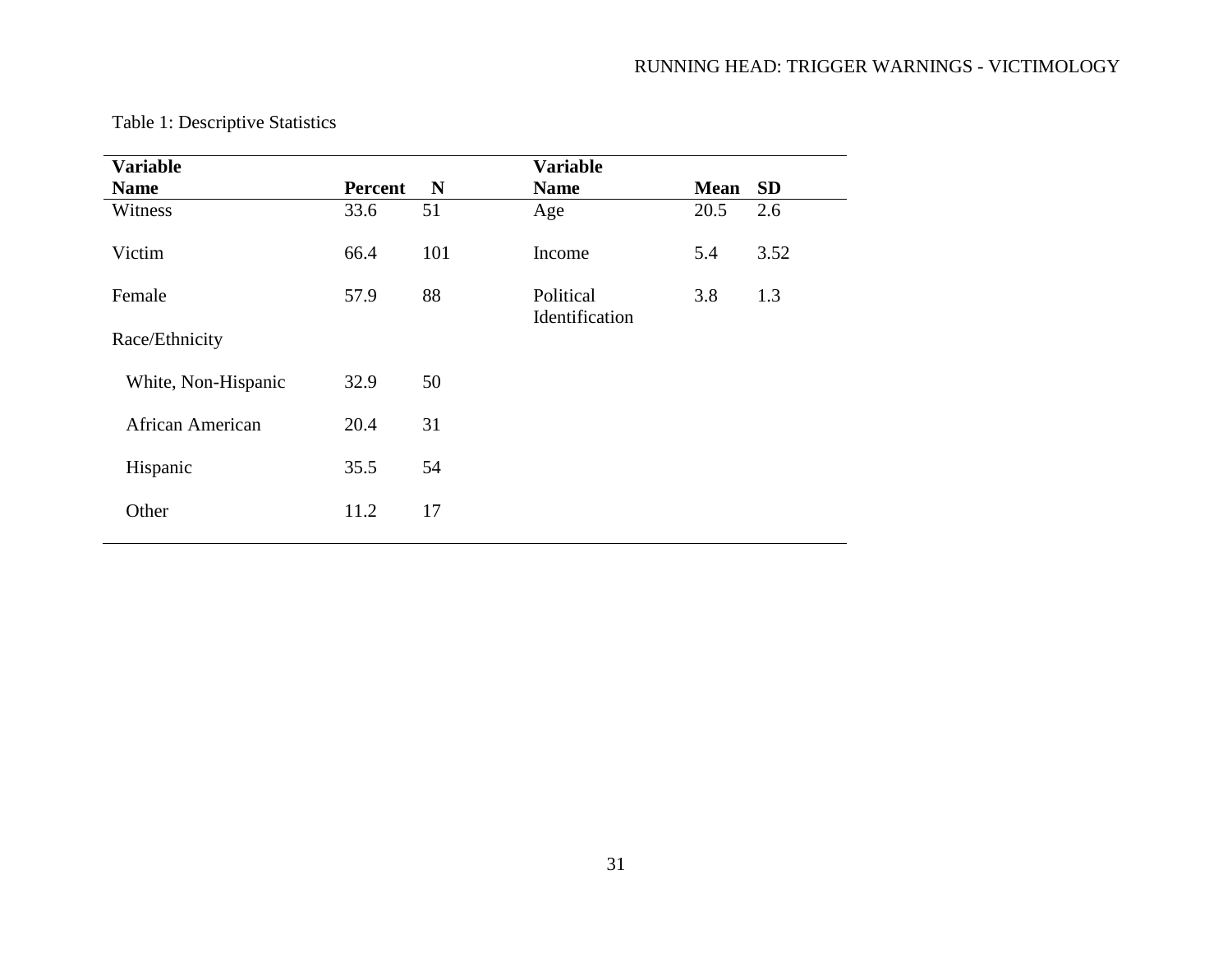Table 1: Descriptive Statistics

| Variable Name | Percent | N | Variable Name | Mean | SD |
|---|---|---|---|---|---|
| Witness | 33.6 | 51 | Age | 20.5 | 2.6 |
| Victim | 66.4 | 101 | Income | 5.4 | 3.52 |
| Female | 57.9 | 88 | Political Identification | 3.8 | 1.3 |
| Race/Ethnicity | | | | | |
| White, Non-Hispanic | 32.9 | 50 | | | |
| African American | 20.4 | 31 | | | |
| Hispanic | 35.5 | 54 | | | |
| Other | 11.2 | 17 | | | |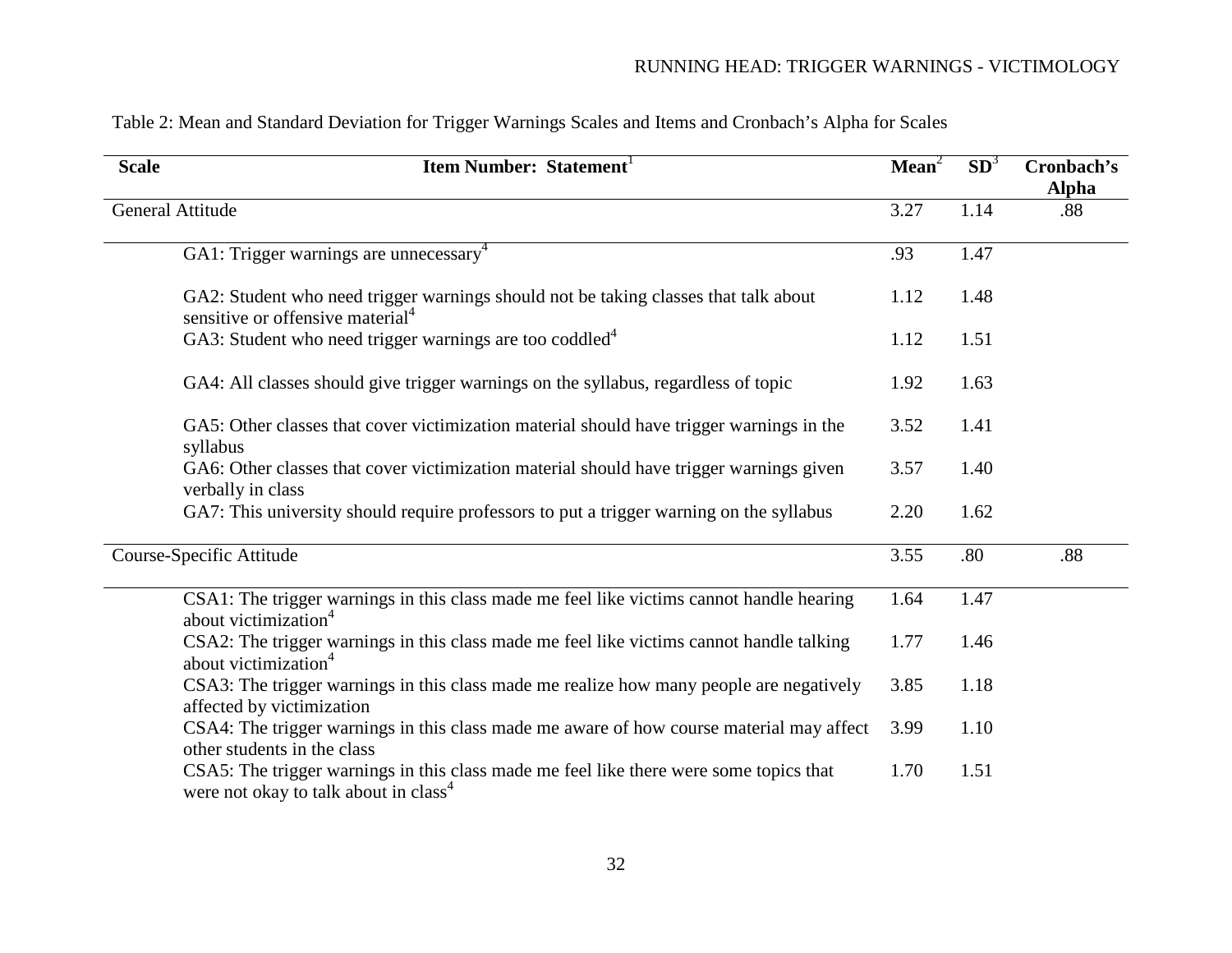Table 2: Mean and Standard Deviation for Trigger Warnings Scales and Items and Cronbach's Alpha for Scales

| Scale | Item Number: Statement[1] | Mean[2] | SD[3] | Cronbach's Alpha |
|---|---|---|---|---|
| General Attitude | | 3.27 | 1.14 | .88 |
| | GA1: Trigger warnings are unnecessary[4] | .93 | 1.47 | |
| | GA2: Student who need trigger warnings should not be taking classes that talk about sensitive or offensive material[4] | 1.12 | 1.48 | |
| | GA3: Student who need trigger warnings are too coddled[4] | 1.12 | 1.51 | |
| | GA4: All classes should give trigger warnings on the syllabus, regardless of topic | 1.92 | 1.63 | |
| | GA5: Other classes that cover victimization material should have trigger warnings in the syllabus | 3.52 | 1.41 | |
| | GA6: Other classes that cover victimization material should have trigger warnings given verbally in class | 3.57 | 1.40 | |
| | GA7: This university should require professors to put a trigger warning on the syllabus | 2.20 | 1.62 | |
| Course-Specific Attitude | | 3.55 | .80 | .88 |
| | CSA1: The trigger warnings in this class made me feel like victims cannot handle hearing about victimization[4] | 1.64 | 1.47 | |
| | CSA2: The trigger warnings in this class made me feel like victims cannot handle talking about victimization[4] | 1.77 | 1.46 | |
| | CSA3: The trigger warnings in this class made me realize how many people are negatively affected by victimization | 3.85 | 1.18 | |
| | CSA4: The trigger warnings in this class made me aware of how course material may affect other students in the class | 3.99 | 1.10 | |
| | CSA5: The trigger warnings in this class made me feel like there were some topics that were not okay to talk about in class[4] | 1.70 | 1.51 | |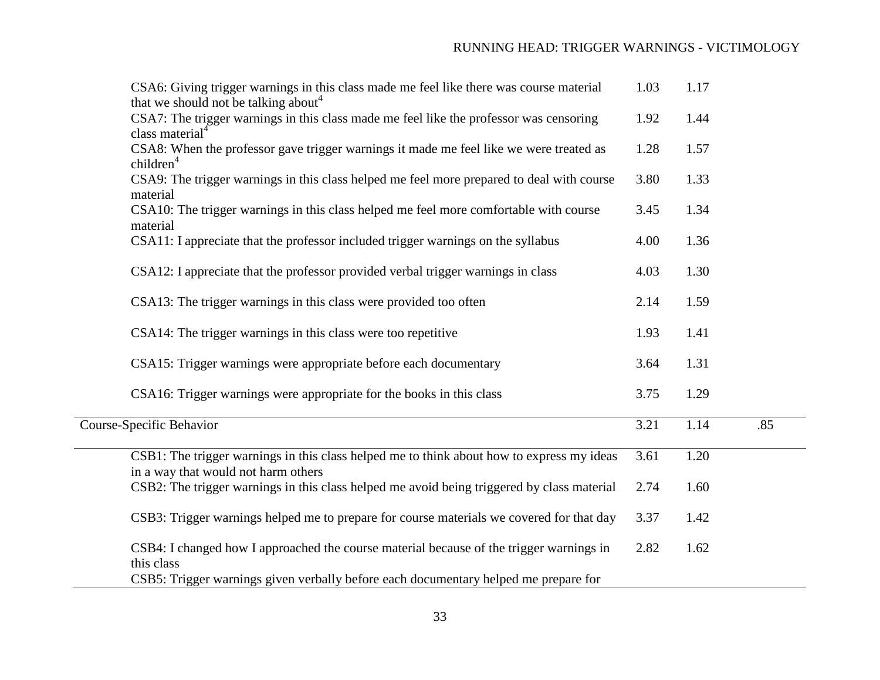| | | | |
|---|---|---|---|
| CSA6: Giving trigger warnings in this class made me feel like there was course material that we should not be talking about[4] | 1.03 | 1.17 | |
| CSA7: The trigger warnings in this class made me feel like the professor was censoring class material[4] | 1.92 | 1.44 | |
| CSA8: When the professor gave trigger warnings it made me feel like we were treated as children[4] | 1.28 | 1.57 | |
| CSA9: The trigger warnings in this class helped me feel more prepared to deal with course material | 3.80 | 1.33 | |
| CSA10: The trigger warnings in this class helped me feel more comfortable with course material | 3.45 | 1.34 | |
| CSA11: I appreciate that the professor included trigger warnings on the syllabus | 4.00 | 1.36 | |
| CSA12: I appreciate that the professor provided verbal trigger warnings in class | 4.03 | 1.30 | |
| CSA13: The trigger warnings in this class were provided too often | 2.14 | 1.59 | |
| CSA14: The trigger warnings in this class were too repetitive | 1.93 | 1.41 | |
| CSA15: Trigger warnings were appropriate before each documentary | 3.64 | 1.31 | |
| CSA16: Trigger warnings were appropriate for the books in this class | 3.75 | 1.29 | |
| Course-Specific Behavior | 3.21 | 1.14 | .85 |
| CSB1: The trigger warnings in this class helped me to think about how to express my ideas in a way that would not harm others | 3.61 | 1.20 | |
| CSB2: The trigger warnings in this class helped me avoid being triggered by class material | 2.74 | 1.60 | |
| CSB3: Trigger warnings helped me to prepare for course materials we covered for that day | 3.37 | 1.42 | |
| CSB4: I changed how I approached the course material because of the trigger warnings in this class | 2.82 | 1.62 | |
| CSB5: Trigger warnings given verbally before each documentary helped me prepare for | | | |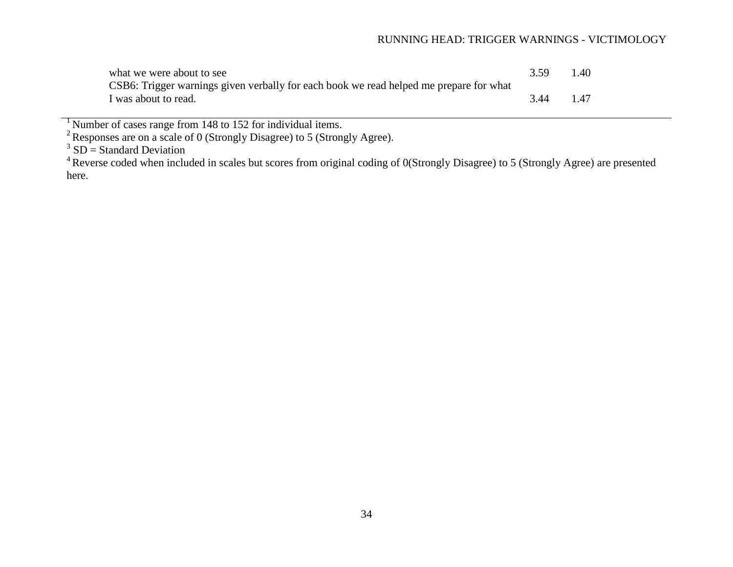| | | |
|---|---|---|
| what we were about to see | 3.59 | 1.40 |
| CSB6: Trigger warnings given verbally for each book we read helped me prepare for what I was about to read. | 3.44 | 1.47 |

[1] Number of cases range from 148 to 152 for individual items.
[2] Responses are on a scale of 0 (Strongly Disagree) to 5 (Strongly Agree).
[3] SD = Standard Deviation
[4] Reverse coded when included in scales but scores from original coding of 0(Strongly Disagree) to 5 (Strongly Agree) are presented here.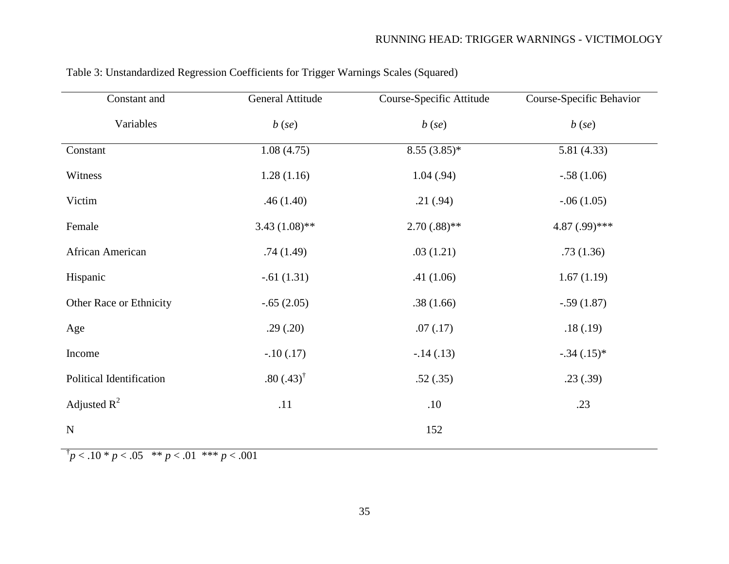Table 3: Unstandardized Regression Coefficients for Trigger Warnings Scales (Squared)

| Constant and Variables | General Attitude *b* (*se*) | Course-Specific Attitude *b* (*se*) | Course-Specific Behavior *b* (*se*) |
|---|---|---|---|
| Constant | 1.08 (4.75) | 8.55 (3.85)* | 5.81 (4.33) |
| Witness | 1.28 (1.16) | 1.04 (.94) | -.58 (1.06) |
| Victim | .46 (1.40) | .21 (.94) | -.06 (1.05) |
| Female | 3.43 (1.08)** | 2.70 (.88)** | 4.87 (.99)*** |
| African American | .74 (1.49) | .03 (1.21) | .73 (1.36) |
| Hispanic | -.61 (1.31) | .41 (1.06) | 1.67 (1.19) |
| Other Race or Ethnicity | -.65 (2.05) | .38 (1.66) | -.59 (1.87) |
| Age | .29 (.20) | .07 (.17) | .18 (.19) |
| Income | -.10 (.17) | -.14 (.13) | -.34 (.15)* |
| Political Identification | .80 (.43)† | .52 (.35) | .23 (.39) |
| Adjusted $R^2$ | .11 | .10 | .23 |
| N | | 152 | |

†$p < .10$ * $p < .05$ ** $p < .01$ *** $p < .001$